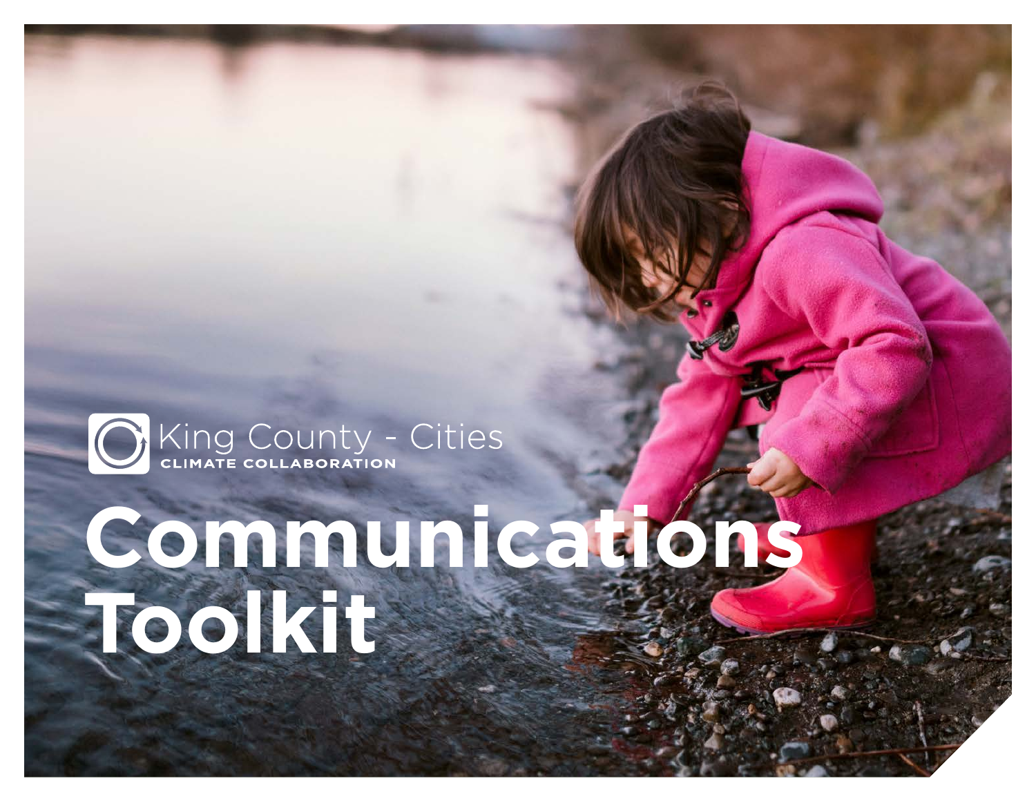King County - Cities

CLIMATE COLLABORATION

# Communications Toolkit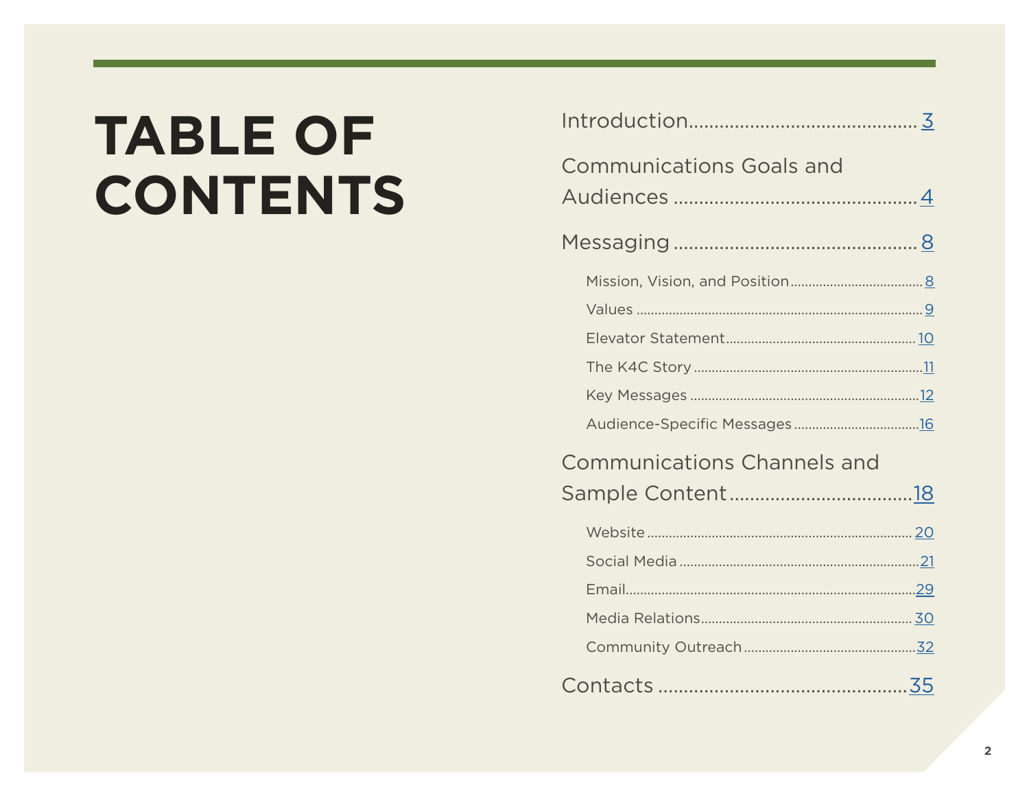# TABLE OF CONTENTS

Introduction............................................ 3

Communications Goals and Audiences ............................................ 4

Messaging ............................................ 8

- Mission, Vision, and Position ............................................ 8
- Values ............................................ 9
- Elevator Statement ............................................ 10
- The K4C Story ............................................ 11
- Key Messages ............................................ 12
- Audience-Specific Messages ............................................ 16

Communications Channels and Sample Content ............................................ 18

- Website ............................................ 20
- Social Media ............................................ 21
- Email ............................................ 29
- Media Relations ............................................ 30
- Community Outreach ............................................ 32

Contacts ............................................ 35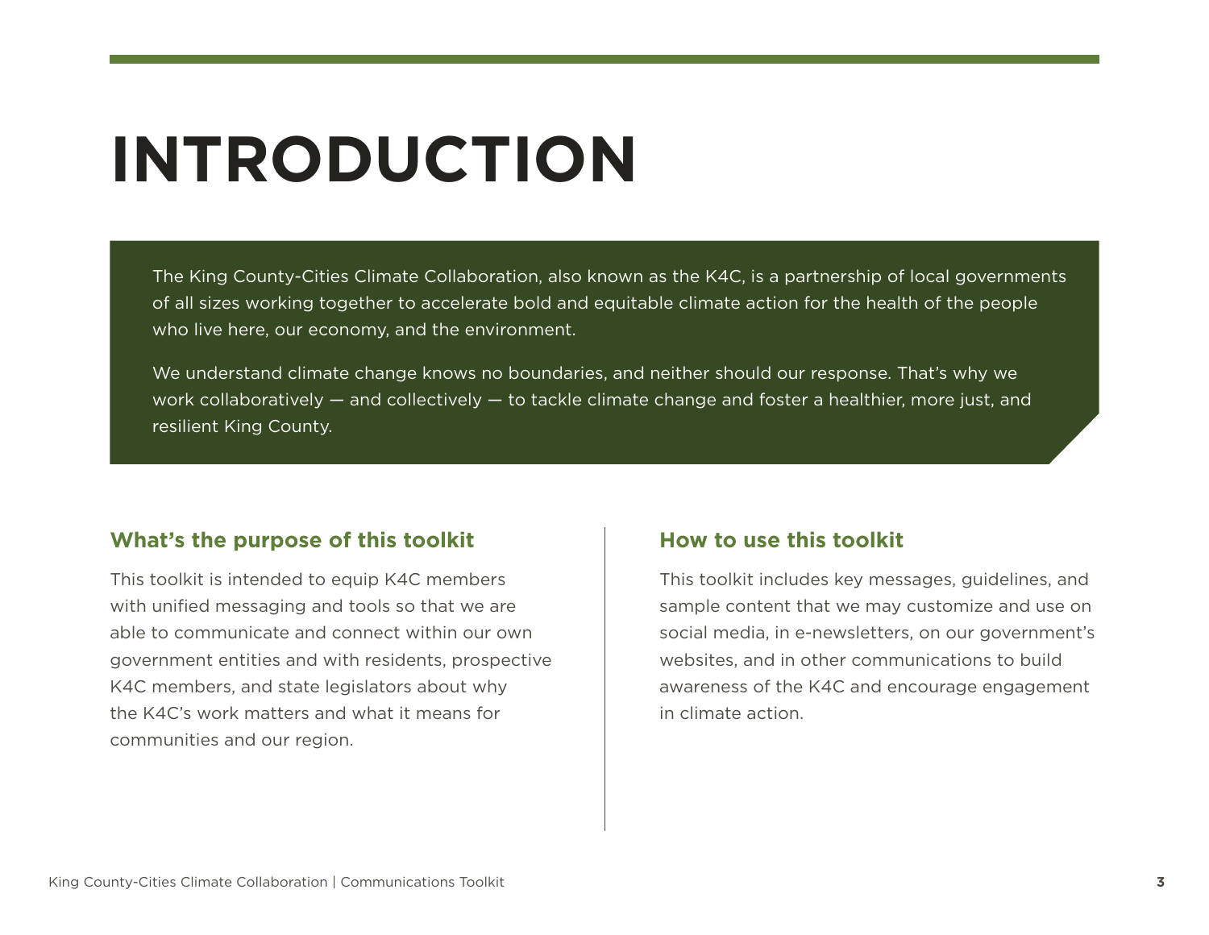# INTRODUCTION

The King County-Cities Climate Collaboration, also known as the K4C, is a partnership of local governments of all sizes working together to accelerate bold and equitable climate action for the health of the people who live here, our economy, and the environment.

We understand climate change knows no boundaries, and neither should our response. That's why we work collaboratively — and collectively — to tackle climate change and foster a healthier, more just, and resilient King County.

## What's the purpose of this toolkit

This toolkit is intended to equip K4C members with unified messaging and tools so that we are able to communicate and connect within our own government entities and with residents, prospective K4C members, and state legislators about why the K4C's work matters and what it means for communities and our region.

## How to use this toolkit

This toolkit includes key messages, guidelines, and sample content that we may customize and use on social media, in e-newsletters, on our government's websites, and in other communications to build awareness of the K4C and encourage engagement in climate action.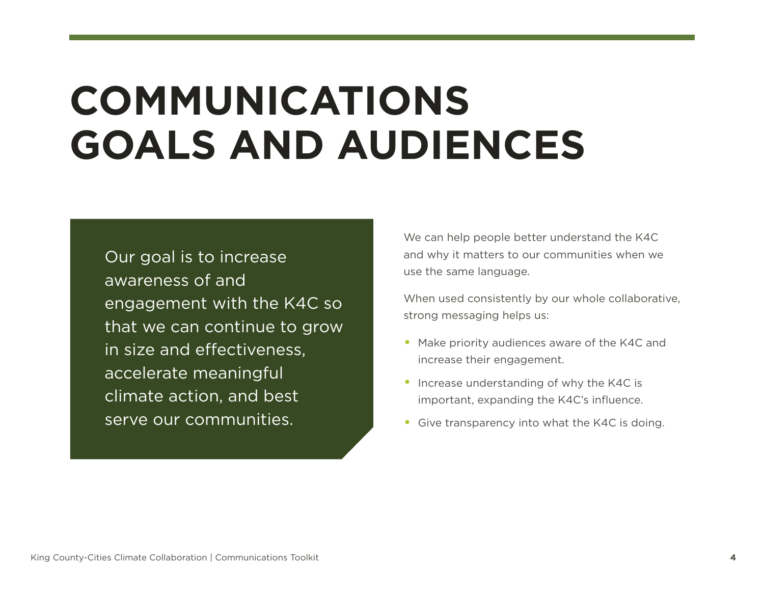# COMMUNICATIONS GOALS AND AUDIENCES

Our goal is to increase awareness of and engagement with the K4C so that we can continue to grow in size and effectiveness, accelerate meaningful climate action, and best serve our communities.

We can help people better understand the K4C and why it matters to our communities when we use the same language.

When used consistently by our whole collaborative, strong messaging helps us:

- Make priority audiences aware of the K4C and increase their engagement.
- Increase understanding of why the K4C is important, expanding the K4C's influence.
- Give transparency into what the K4C is doing.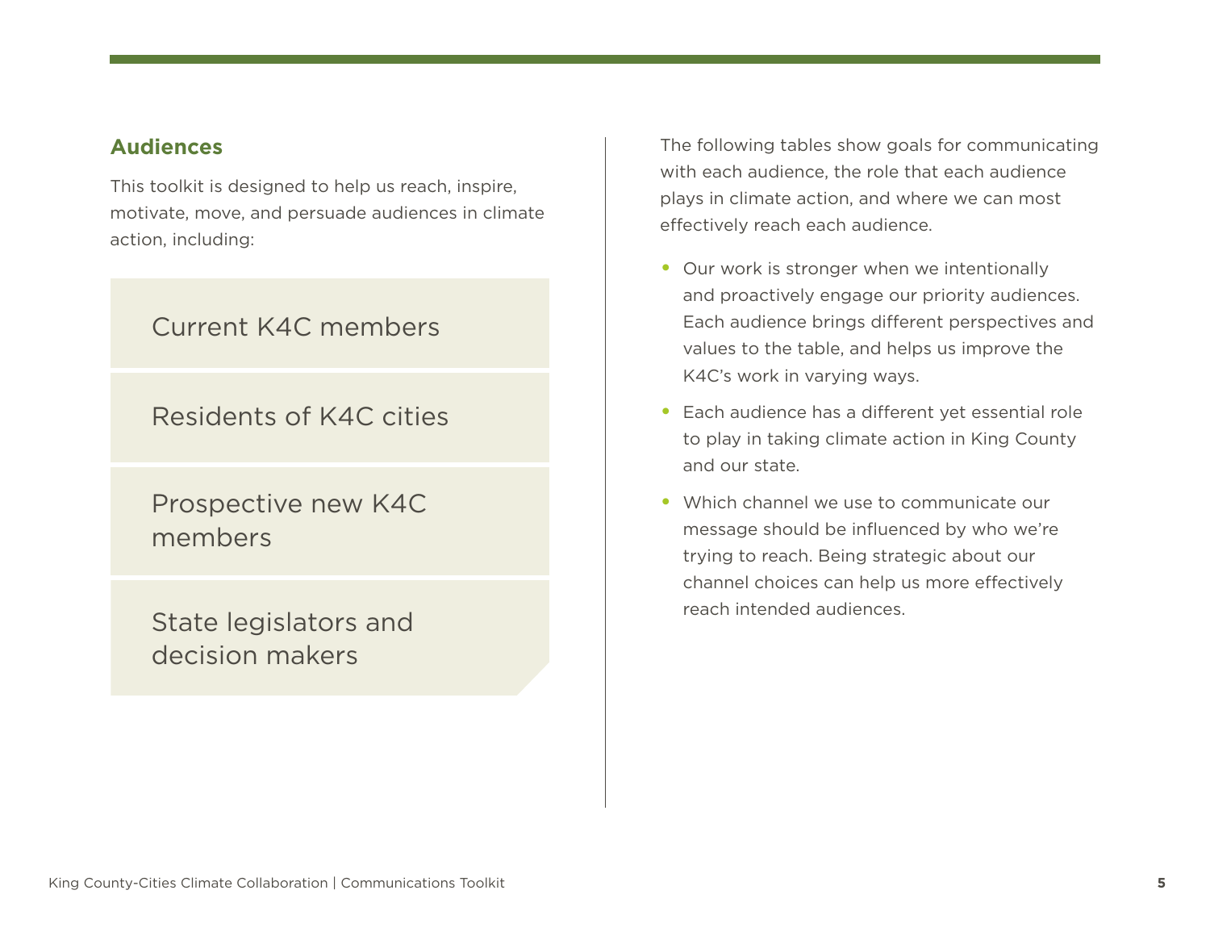## Audiences

This toolkit is designed to help us reach, inspire, motivate, move, and persuade audiences in climate action, including:

- Current K4C members
- Residents of K4C cities
- Prospective new K4C members
- State legislators and decision makers

The following tables show goals for communicating with each audience, the role that each audience plays in climate action, and where we can most effectively reach each audience.

- Our work is stronger when we intentionally and proactively engage our priority audiences. Each audience brings different perspectives and values to the table, and helps us improve the K4C's work in varying ways.
- Each audience has a different yet essential role to play in taking climate action in King County and our state.
- Which channel we use to communicate our message should be influenced by who we're trying to reach. Being strategic about our channel choices can help us more effectively reach intended audiences.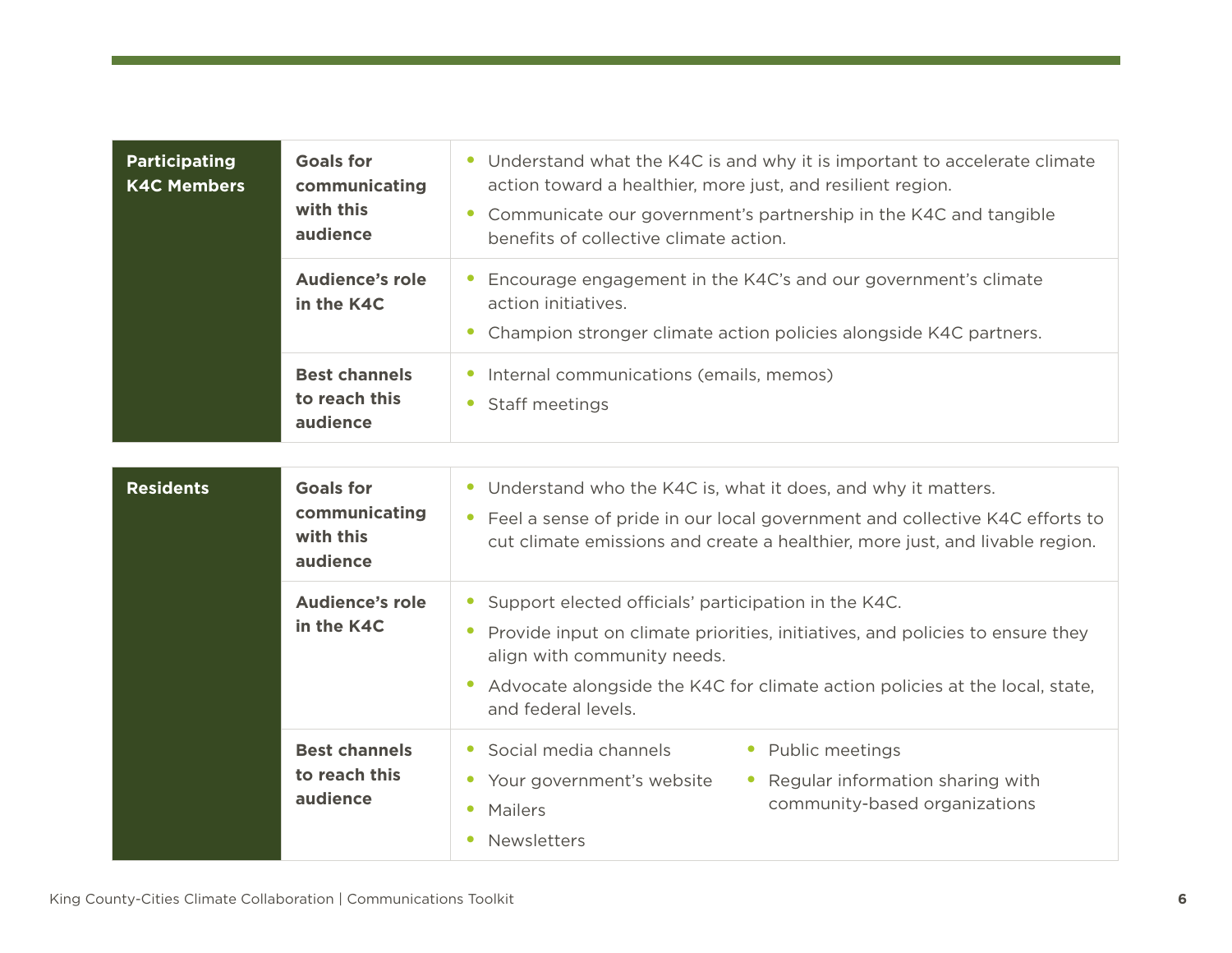| Participating K4C Members | | |
|---|---|---|
| | **Goals for communicating with this audience** | • Understand what the K4C is and why it is important to accelerate climate action toward a healthier, more just, and resilient region.<br>• Communicate our government's partnership in the K4C and tangible benefits of collective climate action. |
| | **Audience's role in the K4C** | • Encourage engagement in the K4C's and our government's climate action initiatives.<br>• Champion stronger climate action policies alongside K4C partners. |
| | **Best channels to reach this audience** | • Internal communications (emails, memos)<br>• Staff meetings |

| Residents | | |
|---|---|---|
| | **Goals for communicating with this audience** | • Understand who the K4C is, what it does, and why it matters.<br>• Feel a sense of pride in our local government and collective K4C efforts to cut climate emissions and create a healthier, more just, and livable region. |
| | **Audience's role in the K4C** | • Support elected officials' participation in the K4C.<br>• Provide input on climate priorities, initiatives, and policies to ensure they align with community needs.<br>• Advocate alongside the K4C for climate action policies at the local, state, and federal levels. |
| | **Best channels to reach this audience** | • Social media channels<br>• Your government's website<br>• Mailers<br>• Newsletters<br>• Public meetings<br>• Regular information sharing with community-based organizations |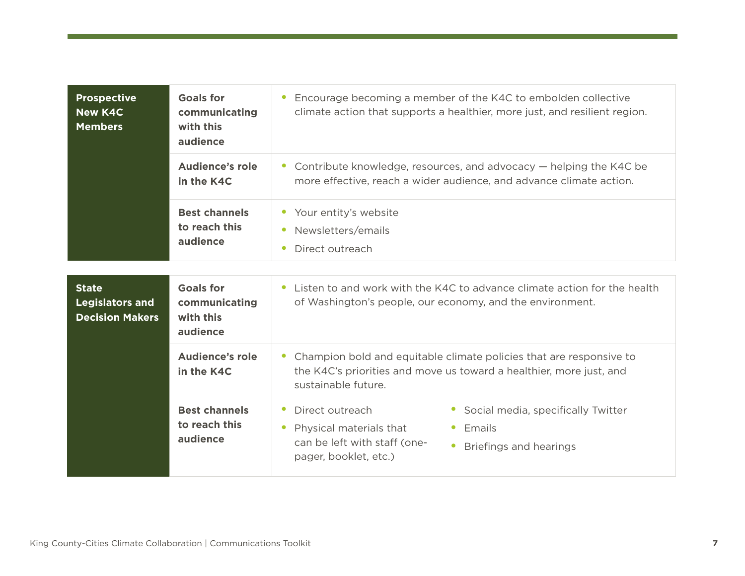| Prospective New K4C Members | | |
|---|---|---|
| | **Goals for communicating with this audience** | • Encourage becoming a member of the K4C to embolden collective climate action that supports a healthier, more just, and resilient region. |
| | **Audience's role in the K4C** | • Contribute knowledge, resources, and advocacy — helping the K4C be more effective, reach a wider audience, and advance climate action. |
| | **Best channels to reach this audience** | • Your entity's website<br>• Newsletters/emails<br>• Direct outreach |

| State Legislators and Decision Makers | | |
|---|---|---|
| | **Goals for communicating with this audience** | • Listen to and work with the K4C to advance climate action for the health of Washington's people, our economy, and the environment. |
| | **Audience's role in the K4C** | • Champion bold and equitable climate policies that are responsive to the K4C's priorities and move us toward a healthier, more just, and sustainable future. |
| | **Best channels to reach this audience** | • Direct outreach<br>• Physical materials that can be left with staff (one-pager, booklet, etc.)<br>• Social media, specifically Twitter<br>• Emails<br>• Briefings and hearings |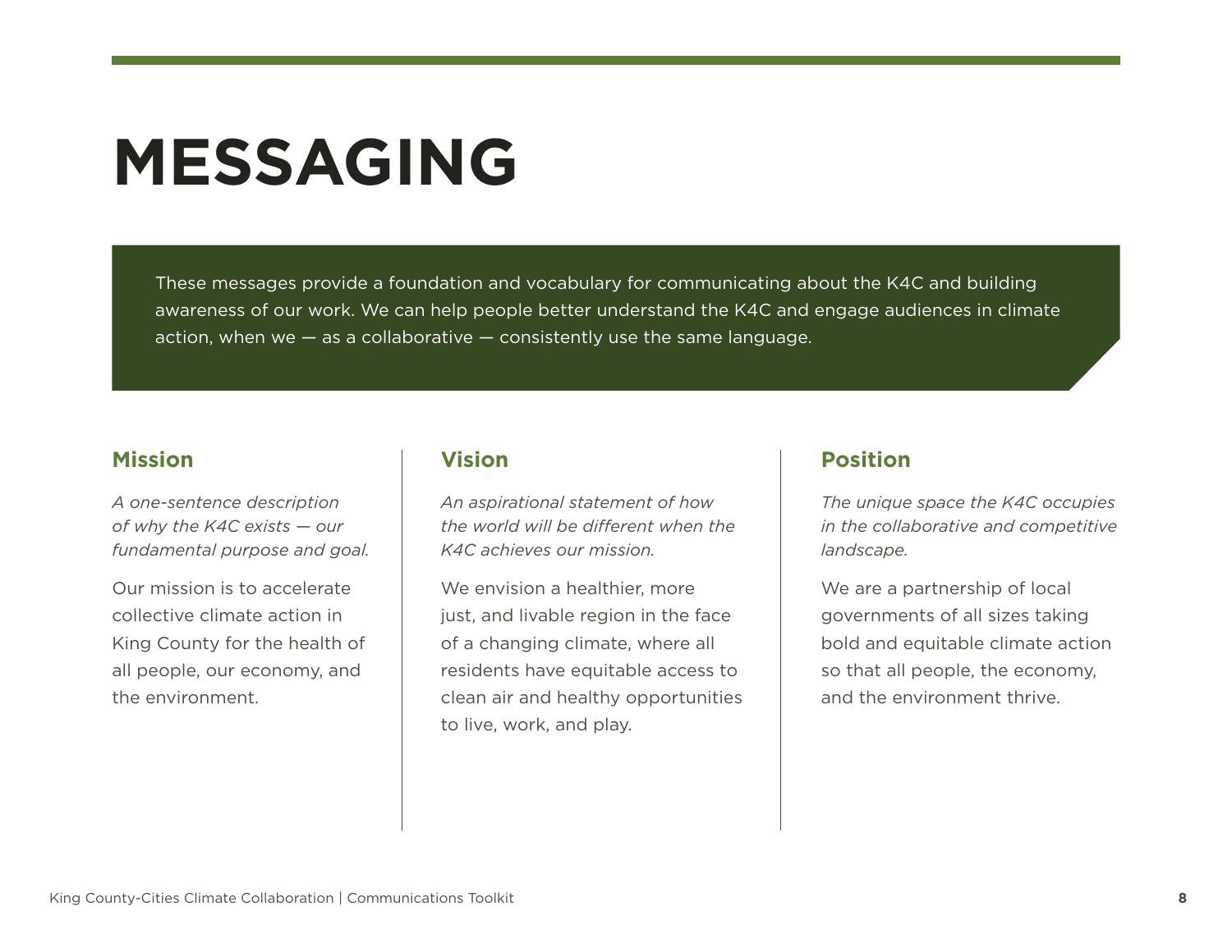# MESSAGING

These messages provide a foundation and vocabulary for communicating about the K4C and building awareness of our work. We can help people better understand the K4C and engage audiences in climate action, when we — as a collaborative — consistently use the same language.

## Mission

*A one-sentence description of why the K4C exists — our fundamental purpose and goal.*

Our mission is to accelerate collective climate action in King County for the health of all people, our economy, and the environment.

## Vision

*An aspirational statement of how the world will be different when the K4C achieves our mission.*

We envision a healthier, more just, and livable region in the face of a changing climate, where all residents have equitable access to clean air and healthy opportunities to live, work, and play.

## Position

*The unique space the K4C occupies in the collaborative and competitive landscape.*

We are a partnership of local governments of all sizes taking bold and equitable climate action so that all people, the economy, and the environment thrive.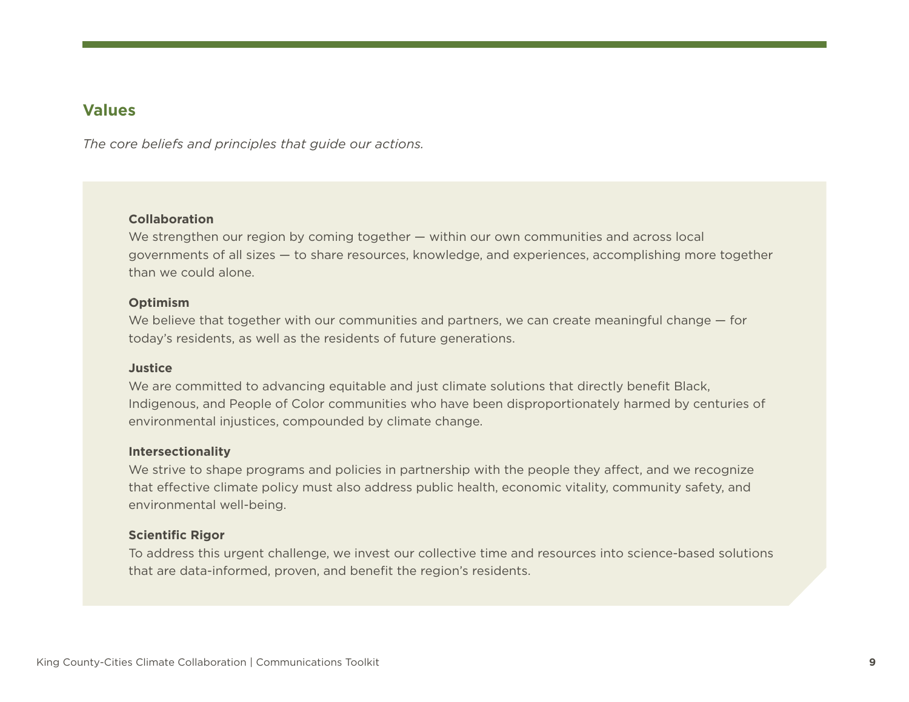## Values

*The core beliefs and principles that guide our actions.*

**Collaboration**
We strengthen our region by coming together — within our own communities and across local governments of all sizes — to share resources, knowledge, and experiences, accomplishing more together than we could alone.

**Optimism**
We believe that together with our communities and partners, we can create meaningful change — for today's residents, as well as the residents of future generations.

**Justice**
We are committed to advancing equitable and just climate solutions that directly benefit Black, Indigenous, and People of Color communities who have been disproportionately harmed by centuries of environmental injustices, compounded by climate change.

**Intersectionality**
We strive to shape programs and policies in partnership with the people they affect, and we recognize that effective climate policy must also address public health, economic vitality, community safety, and environmental well-being.

**Scientific Rigor**
To address this urgent challenge, we invest our collective time and resources into science-based solutions that are data-informed, proven, and benefit the region's residents.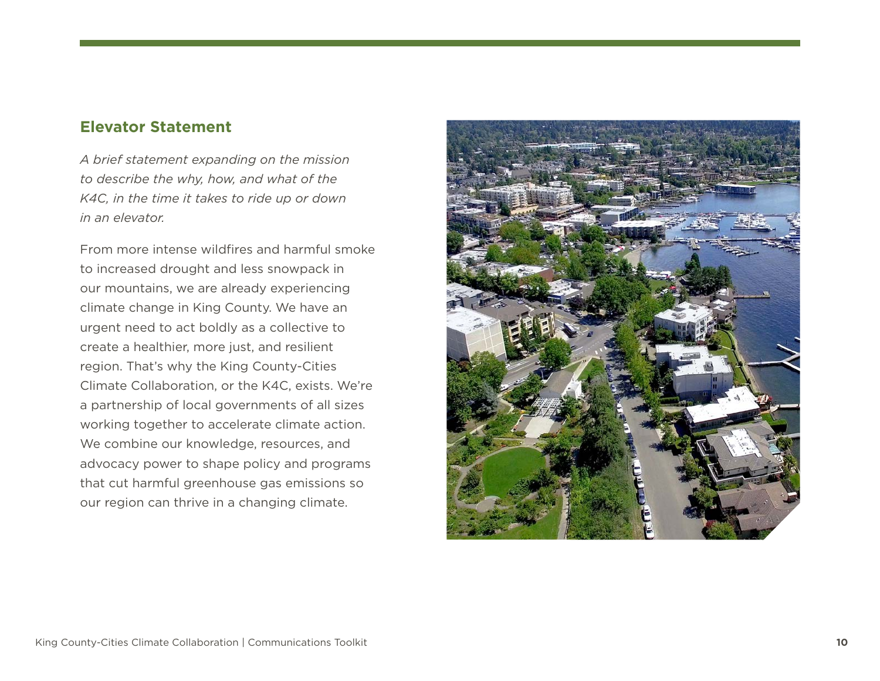## Elevator Statement

*A brief statement expanding on the mission to describe the why, how, and what of the K4C, in the time it takes to ride up or down in an elevator.*

From more intense wildfires and harmful smoke to increased drought and less snowpack in our mountains, we are already experiencing climate change in King County. We have an urgent need to act boldly as a collective to create a healthier, more just, and resilient region. That's why the King County-Cities Climate Collaboration, or the K4C, exists. We're a partnership of local governments of all sizes working together to accelerate climate action. We combine our knowledge, resources, and advocacy power to shape policy and programs that cut harmful greenhouse gas emissions so our region can thrive in a changing climate.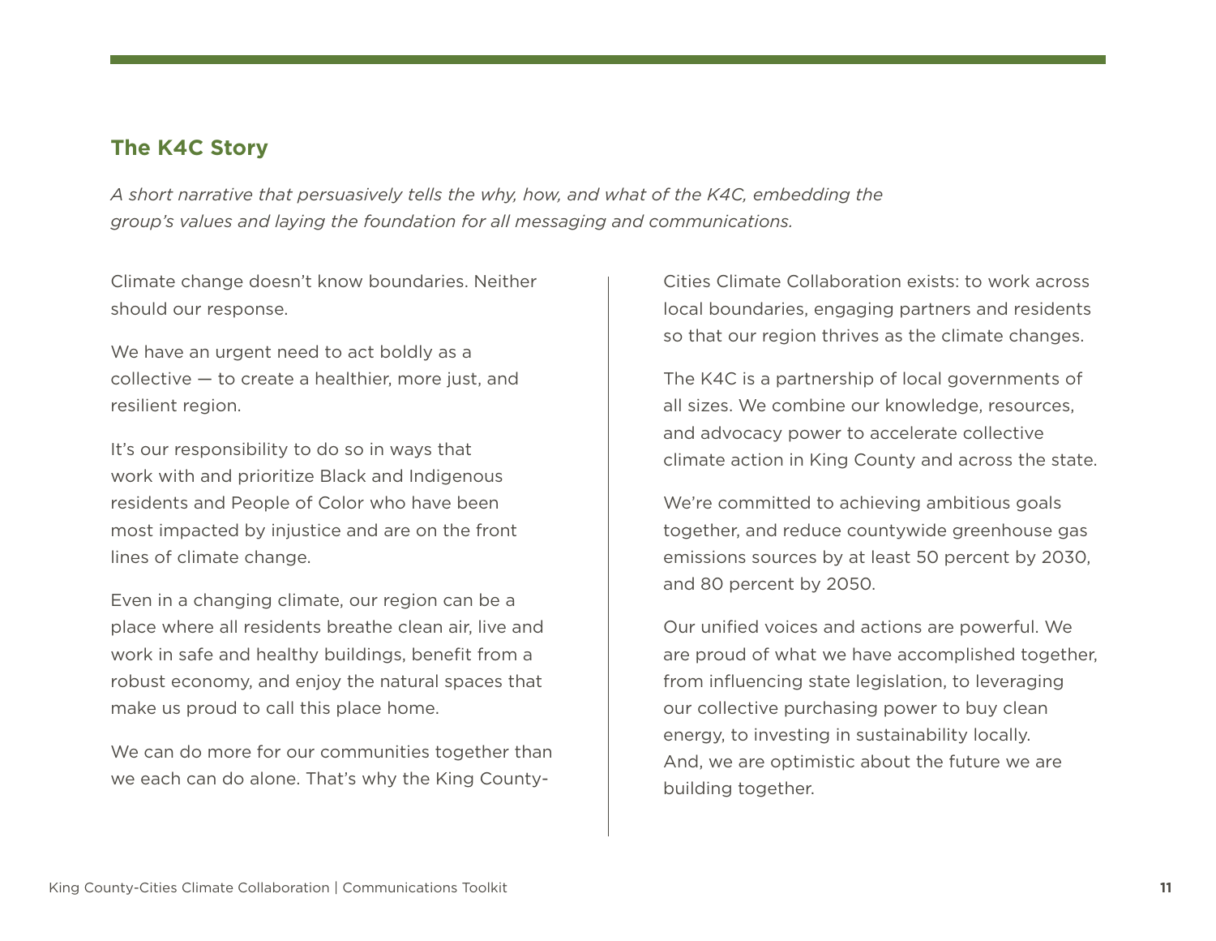## The K4C Story

*A short narrative that persuasively tells the why, how, and what of the K4C, embedding the group's values and laying the foundation for all messaging and communications.*

Climate change doesn't know boundaries. Neither should our response.

We have an urgent need to act boldly as a collective — to create a healthier, more just, and resilient region.

It's our responsibility to do so in ways that work with and prioritize Black and Indigenous residents and People of Color who have been most impacted by injustice and are on the front lines of climate change.

Even in a changing climate, our region can be a place where all residents breathe clean air, live and work in safe and healthy buildings, benefit from a robust economy, and enjoy the natural spaces that make us proud to call this place home.

We can do more for our communities together than we each can do alone. That's why the King County-Cities Climate Collaboration exists: to work across local boundaries, engaging partners and residents so that our region thrives as the climate changes.

The K4C is a partnership of local governments of all sizes. We combine our knowledge, resources, and advocacy power to accelerate collective climate action in King County and across the state.

We're committed to achieving ambitious goals together, and reduce countywide greenhouse gas emissions sources by at least 50 percent by 2030, and 80 percent by 2050.

Our unified voices and actions are powerful. We are proud of what we have accomplished together, from influencing state legislation, to leveraging our collective purchasing power to buy clean energy, to investing in sustainability locally. And, we are optimistic about the future we are building together.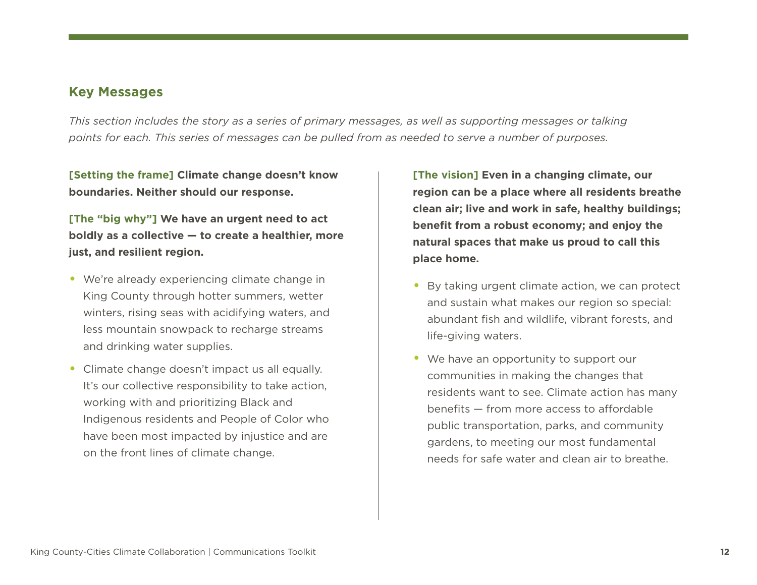## Key Messages

*This section includes the story as a series of primary messages, as well as supporting messages or talking points for each. This series of messages can be pulled from as needed to serve a number of purposes.*

**[Setting the frame] Climate change doesn't know boundaries. Neither should our response.**

**[The "big why"] We have an urgent need to act boldly as a collective — to create a healthier, more just, and resilient region.**

- We're already experiencing climate change in King County through hotter summers, wetter winters, rising seas with acidifying waters, and less mountain snowpack to recharge streams and drinking water supplies.
- Climate change doesn't impact us all equally. It's our collective responsibility to take action, working with and prioritizing Black and Indigenous residents and People of Color who have been most impacted by injustice and are on the front lines of climate change.

**[The vision] Even in a changing climate, our region can be a place where all residents breathe clean air; live and work in safe, healthy buildings; benefit from a robust economy; and enjoy the natural spaces that make us proud to call this place home.**

- By taking urgent climate action, we can protect and sustain what makes our region so special: abundant fish and wildlife, vibrant forests, and life-giving waters.
- We have an opportunity to support our communities in making the changes that residents want to see. Climate action has many benefits — from more access to affordable public transportation, parks, and community gardens, to meeting our most fundamental needs for safe water and clean air to breathe.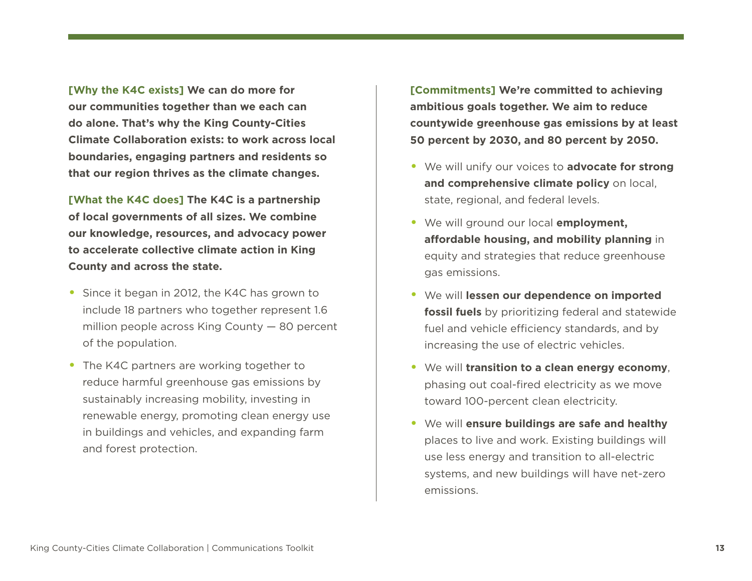**[Why the K4C exists] We can do more for our communities together than we each can do alone. That's why the King County-Cities Climate Collaboration exists: to work across local boundaries, engaging partners and residents so that our region thrives as the climate changes.**

**[What the K4C does] The K4C is a partnership of local governments of all sizes. We combine our knowledge, resources, and advocacy power to accelerate collective climate action in King County and across the state.**

- Since it began in 2012, the K4C has grown to include 18 partners who together represent 1.6 million people across King County — 80 percent of the population.
- The K4C partners are working together to reduce harmful greenhouse gas emissions by sustainably increasing mobility, investing in renewable energy, promoting clean energy use in buildings and vehicles, and expanding farm and forest protection.

**[Commitments] We're committed to achieving ambitious goals together. We aim to reduce countywide greenhouse gas emissions by at least 50 percent by 2030, and 80 percent by 2050.**

- We will unify our voices to **advocate for strong and comprehensive climate policy** on local, state, regional, and federal levels.
- We will ground our local **employment, affordable housing, and mobility planning** in equity and strategies that reduce greenhouse gas emissions.
- We will **lessen our dependence on imported fossil fuels** by prioritizing federal and statewide fuel and vehicle efficiency standards, and by increasing the use of electric vehicles.
- We will **transition to a clean energy economy**, phasing out coal-fired electricity as we move toward 100-percent clean electricity.
- We will **ensure buildings are safe and healthy** places to live and work. Existing buildings will use less energy and transition to all-electric systems, and new buildings will have net-zero emissions.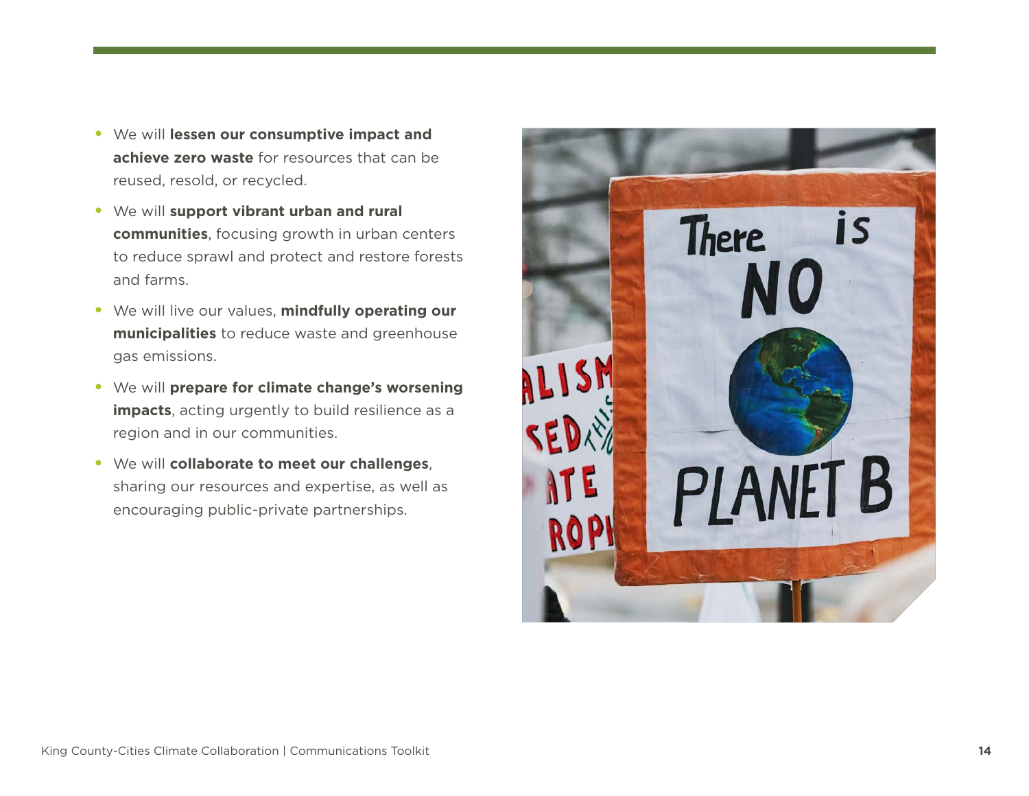- We will **lessen our consumptive impact and achieve zero waste** for resources that can be reused, resold, or recycled.
- We will **support vibrant urban and rural communities**, focusing growth in urban centers to reduce sprawl and protect and restore forests and farms.
- We will live our values, **mindfully operating our municipalities** to reduce waste and greenhouse gas emissions.
- We will **prepare for climate change's worsening impacts**, acting urgently to build resilience as a region and in our communities.
- We will **collaborate to meet our challenges**, sharing our resources and expertise, as well as encouraging public-private partnerships.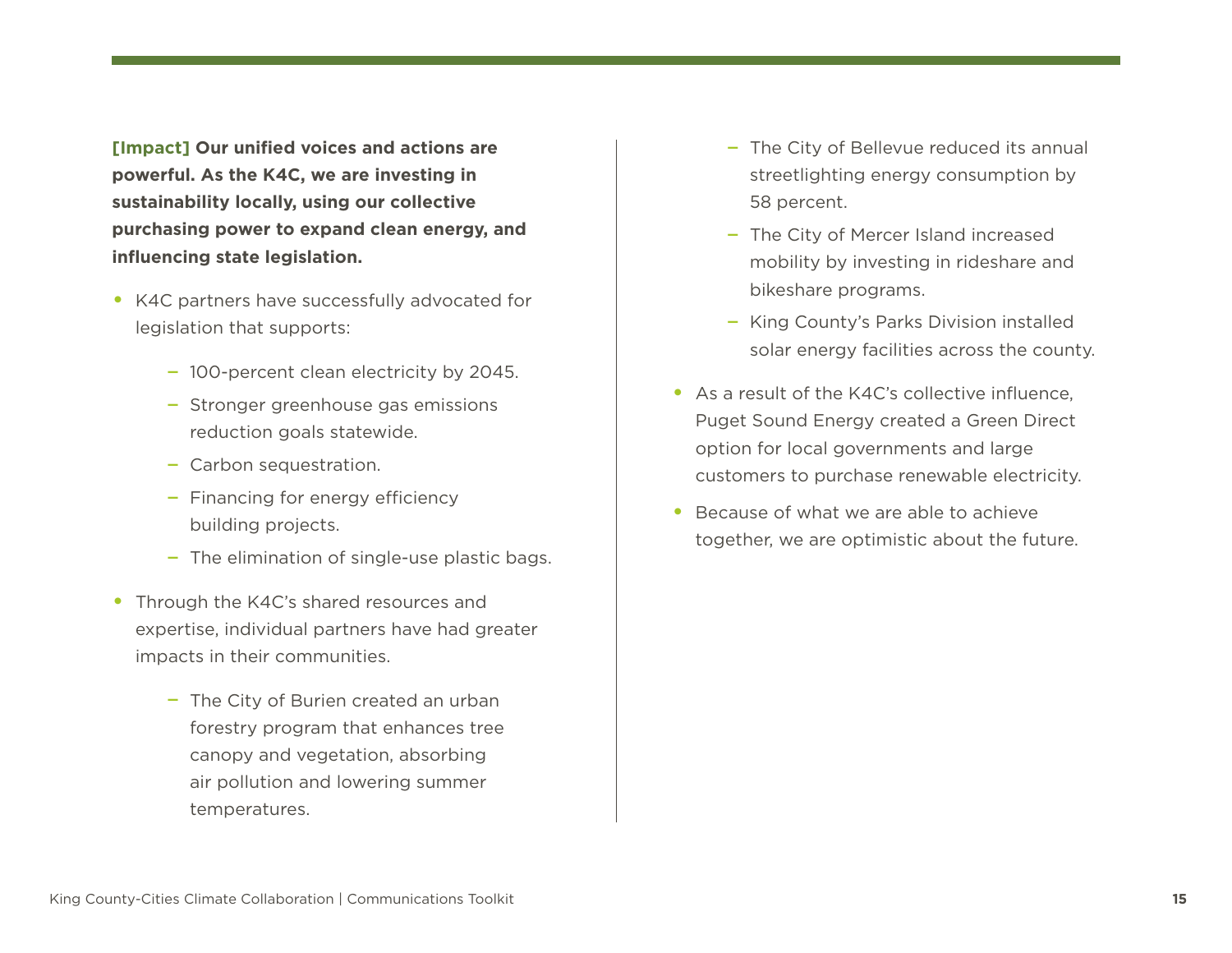**[Impact] Our unified voices and actions are powerful. As the K4C, we are investing in sustainability locally, using our collective purchasing power to expand clean energy, and influencing state legislation.**

- K4C partners have successfully advocated for legislation that supports:
  - 100-percent clean electricity by 2045.
  - Stronger greenhouse gas emissions reduction goals statewide.
  - Carbon sequestration.
  - Financing for energy efficiency building projects.
  - The elimination of single-use plastic bags.
- Through the K4C's shared resources and expertise, individual partners have had greater impacts in their communities.
  - The City of Burien created an urban forestry program that enhances tree canopy and vegetation, absorbing air pollution and lowering summer temperatures.
  - The City of Bellevue reduced its annual streetlighting energy consumption by 58 percent.
  - The City of Mercer Island increased mobility by investing in rideshare and bikeshare programs.
  - King County's Parks Division installed solar energy facilities across the county.
- As a result of the K4C's collective influence, Puget Sound Energy created a Green Direct option for local governments and large customers to purchase renewable electricity.
- Because of what we are able to achieve together, we are optimistic about the future.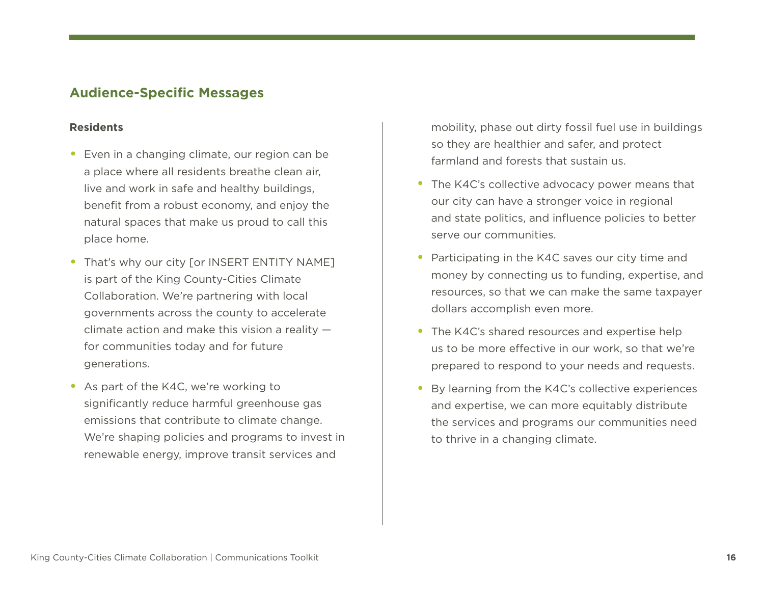## Audience-Specific Messages

### Residents

- Even in a changing climate, our region can be a place where all residents breathe clean air, live and work in safe and healthy buildings, benefit from a robust economy, and enjoy the natural spaces that make us proud to call this place home.
- That's why our city [or INSERT ENTITY NAME] is part of the King County-Cities Climate Collaboration. We're partnering with local governments across the county to accelerate climate action and make this vision a reality — for communities today and for future generations.
- As part of the K4C, we're working to significantly reduce harmful greenhouse gas emissions that contribute to climate change. We're shaping policies and programs to invest in renewable energy, improve transit services and mobility, phase out dirty fossil fuel use in buildings so they are healthier and safer, and protect farmland and forests that sustain us.
- The K4C's collective advocacy power means that our city can have a stronger voice in regional and state politics, and influence policies to better serve our communities.
- Participating in the K4C saves our city time and money by connecting us to funding, expertise, and resources, so that we can make the same taxpayer dollars accomplish even more.
- The K4C's shared resources and expertise help us to be more effective in our work, so that we're prepared to respond to your needs and requests.
- By learning from the K4C's collective experiences and expertise, we can more equitably distribute the services and programs our communities need to thrive in a changing climate.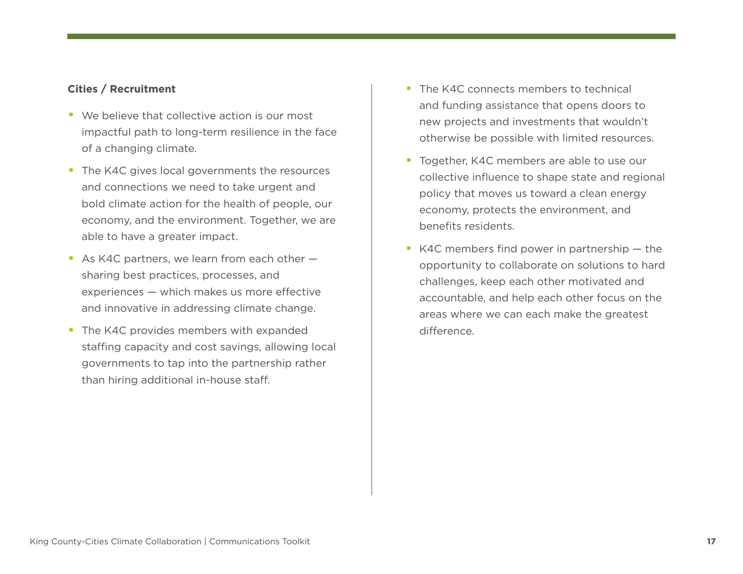**Cities / Recruitment**

- We believe that collective action is our most impactful path to long-term resilience in the face of a changing climate.
- The K4C gives local governments the resources and connections we need to take urgent and bold climate action for the health of people, our economy, and the environment. Together, we are able to have a greater impact.
- As K4C partners, we learn from each other — sharing best practices, processes, and experiences — which makes us more effective and innovative in addressing climate change.
- The K4C provides members with expanded staffing capacity and cost savings, allowing local governments to tap into the partnership rather than hiring additional in-house staff.
- The K4C connects members to technical and funding assistance that opens doors to new projects and investments that wouldn't otherwise be possible with limited resources.
- Together, K4C members are able to use our collective influence to shape state and regional policy that moves us toward a clean energy economy, protects the environment, and benefits residents.
- K4C members find power in partnership — the opportunity to collaborate on solutions to hard challenges, keep each other motivated and accountable, and help each other focus on the areas where we can each make the greatest difference.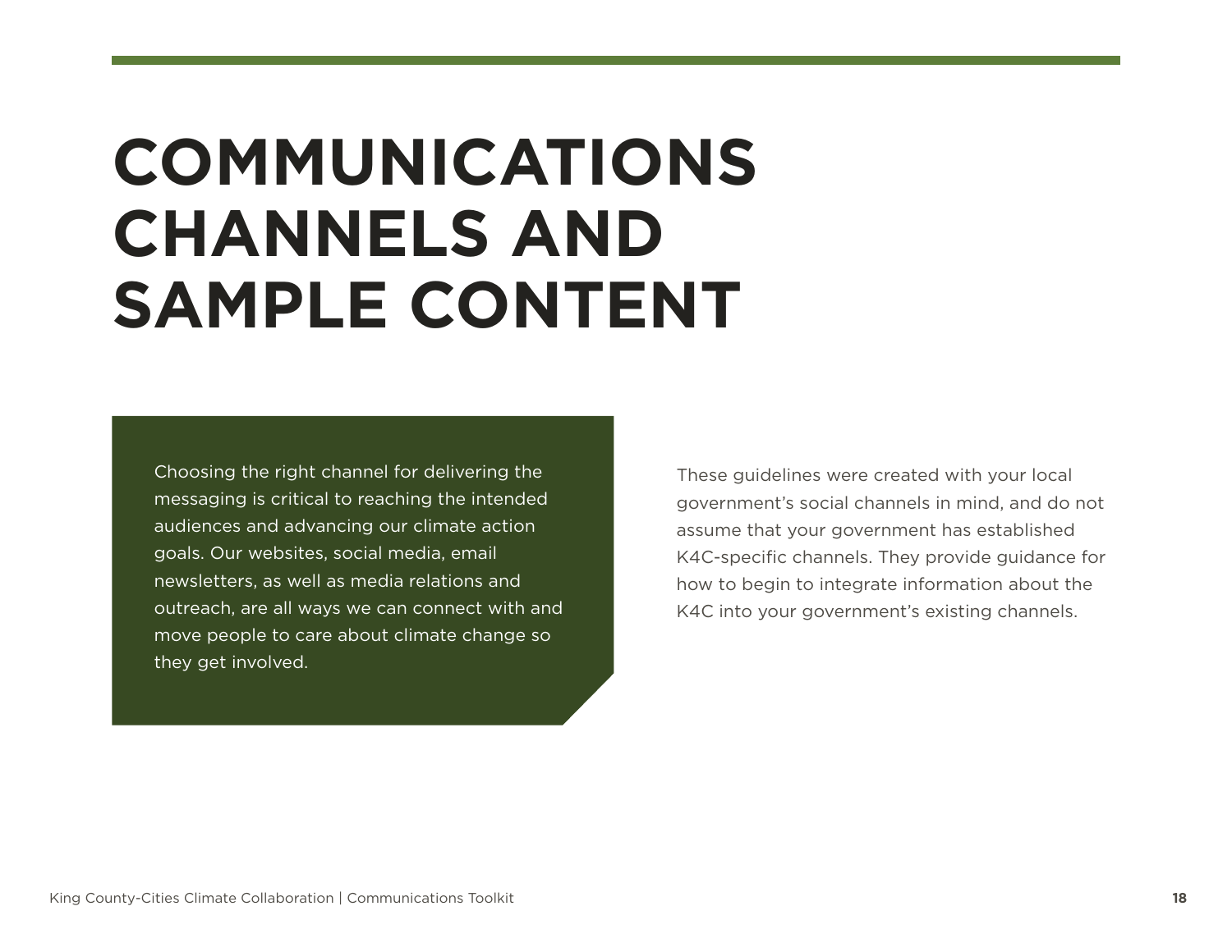# COMMUNICATIONS CHANNELS AND SAMPLE CONTENT

Choosing the right channel for delivering the messaging is critical to reaching the intended audiences and advancing our climate action goals. Our websites, social media, email newsletters, as well as media relations and outreach, are all ways we can connect with and move people to care about climate change so they get involved.

These guidelines were created with your local government's social channels in mind, and do not assume that your government has established K4C-specific channels. They provide guidance for how to begin to integrate information about the K4C into your government's existing channels.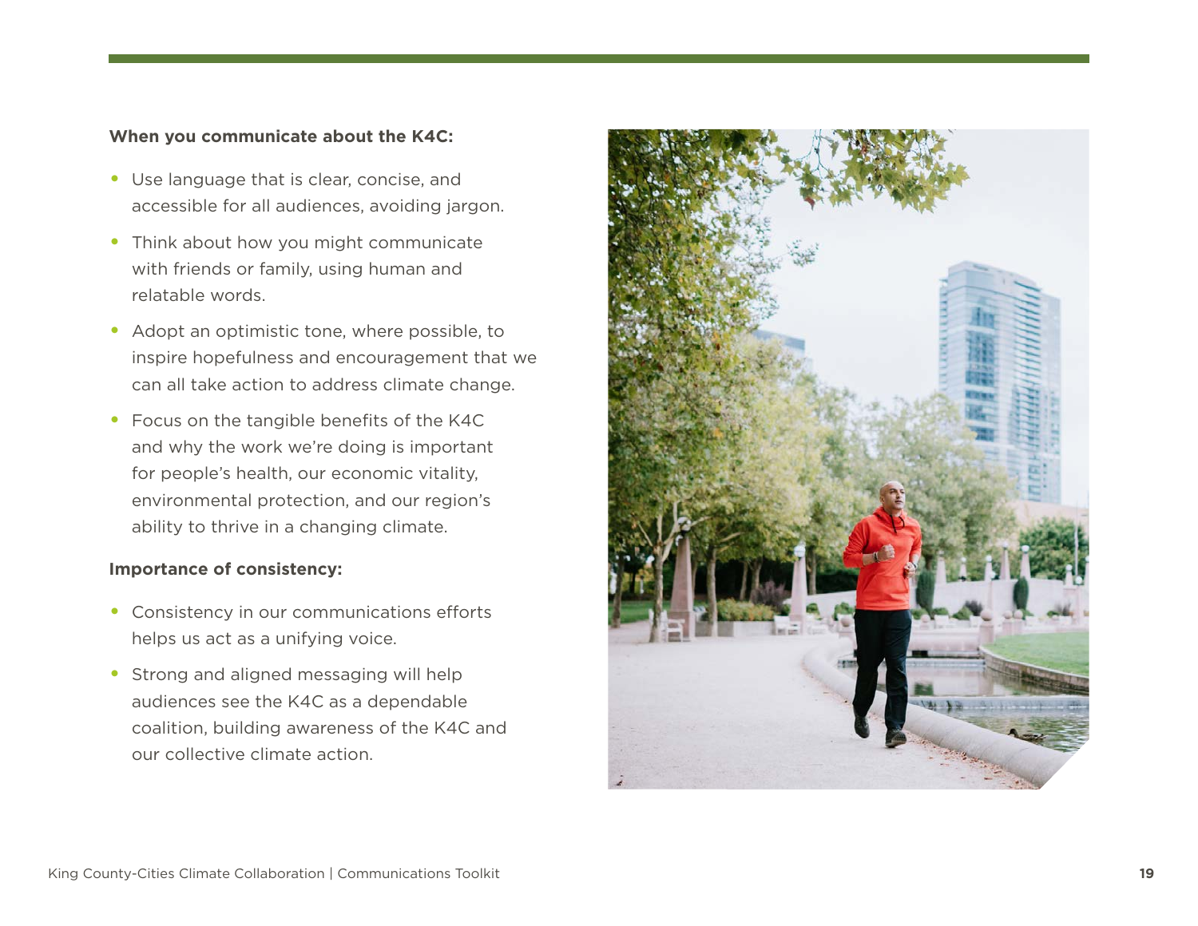**When you communicate about the K4C:**

- Use language that is clear, concise, and accessible for all audiences, avoiding jargon.
- Think about how you might communicate with friends or family, using human and relatable words.
- Adopt an optimistic tone, where possible, to inspire hopefulness and encouragement that we can all take action to address climate change.
- Focus on the tangible benefits of the K4C and why the work we're doing is important for people's health, our economic vitality, environmental protection, and our region's ability to thrive in a changing climate.

**Importance of consistency:**

- Consistency in our communications efforts helps us act as a unifying voice.
- Strong and aligned messaging will help audiences see the K4C as a dependable coalition, building awareness of the K4C and our collective climate action.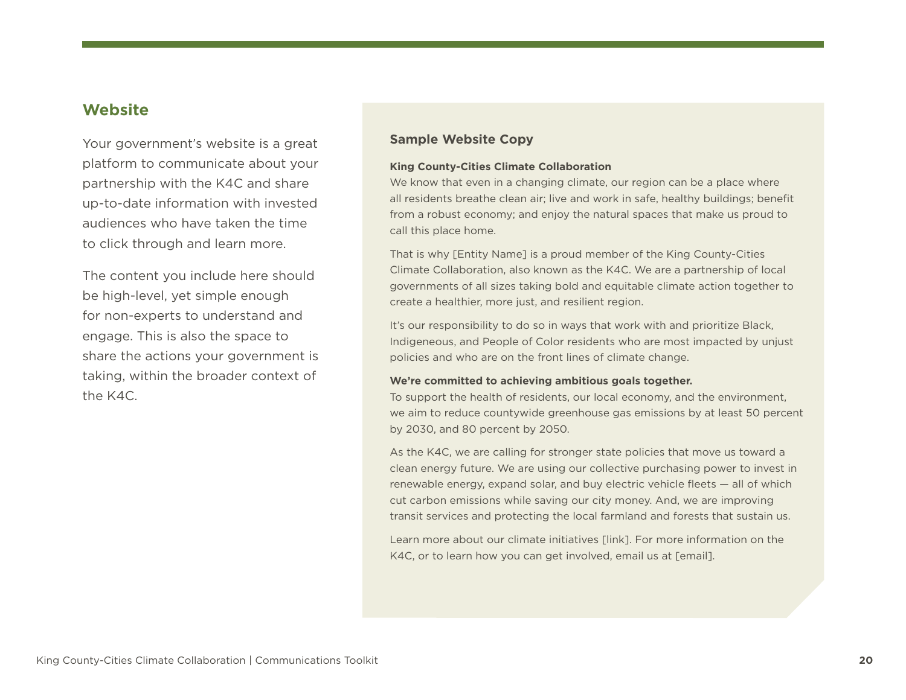## Website

Your government's website is a great platform to communicate about your partnership with the K4C and share up-to-date information with invested audiences who have taken the time to click through and learn more.

The content you include here should be high-level, yet simple enough for non-experts to understand and engage. This is also the space to share the actions your government is taking, within the broader context of the K4C.

### Sample Website Copy

**King County-Cities Climate Collaboration**
We know that even in a changing climate, our region can be a place where all residents breathe clean air; live and work in safe, healthy buildings; benefit from a robust economy; and enjoy the natural spaces that make us proud to call this place home.

That is why [Entity Name] is a proud member of the King County-Cities Climate Collaboration, also known as the K4C. We are a partnership of local governments of all sizes taking bold and equitable climate action together to create a healthier, more just, and resilient region.

It's our responsibility to do so in ways that work with and prioritize Black, Indigeneous, and People of Color residents who are most impacted by unjust policies and who are on the front lines of climate change.

**We're committed to achieving ambitious goals together.**
To support the health of residents, our local economy, and the environment, we aim to reduce countywide greenhouse gas emissions by at least 50 percent by 2030, and 80 percent by 2050.

As the K4C, we are calling for stronger state policies that move us toward a clean energy future. We are using our collective purchasing power to invest in renewable energy, expand solar, and buy electric vehicle fleets — all of which cut carbon emissions while saving our city money. And, we are improving transit services and protecting the local farmland and forests that sustain us.

Learn more about our climate initiatives [link]. For more information on the K4C, or to learn how you can get involved, email us at [email].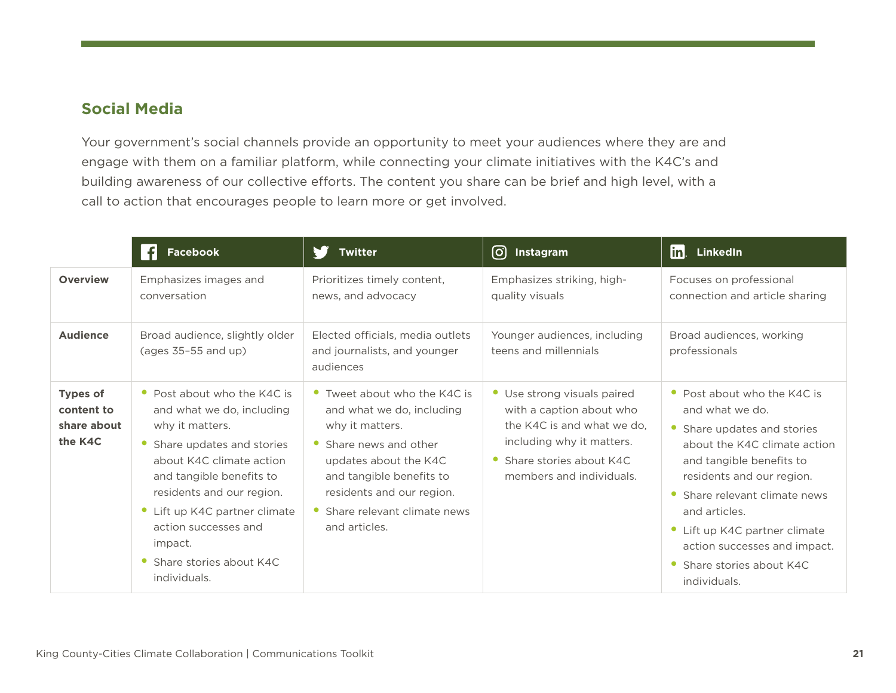## Social Media

Your government's social channels provide an opportunity to meet your audiences where they are and engage with them on a familiar platform, while connecting your climate initiatives with the K4C's and building awareness of our collective efforts. The content you share can be brief and high level, with a call to action that encourages people to learn more or get involved.

| | Facebook | Twitter | Instagram | LinkedIn |
|---|---|---|---|---|
| **Overview** | Emphasizes images and conversation | Prioritizes timely content, news, and advocacy | Emphasizes striking, high-quality visuals | Focuses on professional connection and article sharing |
| **Audience** | Broad audience, slightly older (ages 35–55 and up) | Elected officials, media outlets and journalists, and younger audiences | Younger audiences, including teens and millennials | Broad audiences, working professionals |
| **Types of content to share about the K4C** | • Post about who the K4C is and what we do, including why it matters.<br>• Share updates and stories about K4C climate action and tangible benefits to residents and our region.<br>• Lift up K4C partner climate action successes and impact.<br>• Share stories about K4C individuals. | • Tweet about who the K4C is and what we do, including why it matters.<br>• Share news and other updates about the K4C and tangible benefits to residents and our region.<br>• Share relevant climate news and articles. | • Use strong visuals paired with a caption about who the K4C is and what we do, including why it matters.<br>• Share stories about K4C members and individuals. | • Post about who the K4C is and what we do.<br>• Share updates and stories about the K4C climate action and tangible benefits to residents and our region.<br>• Share relevant climate news and articles.<br>• Lift up K4C partner climate action successes and impact.<br>• Share stories about K4C individuals. |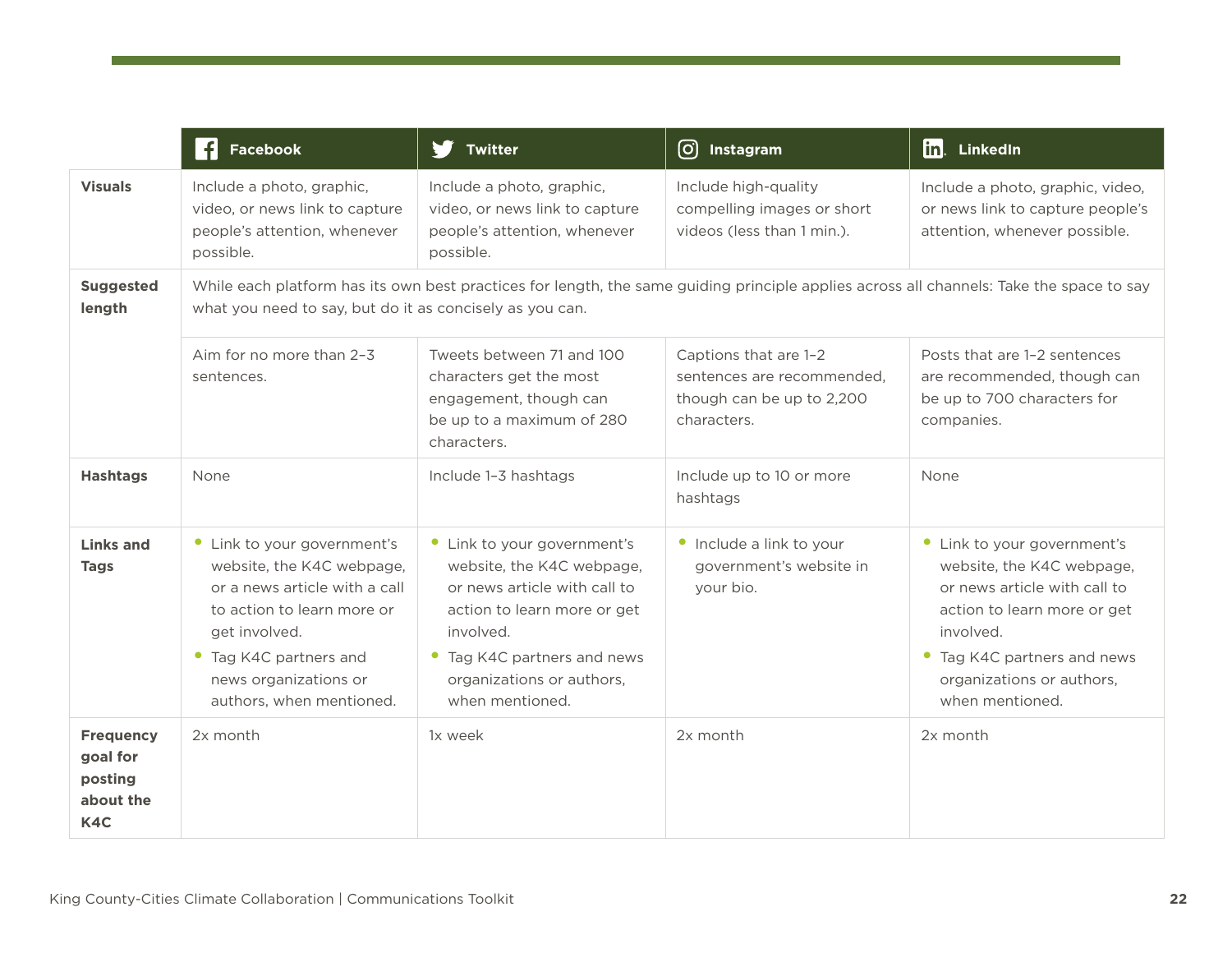| | Facebook | Twitter | Instagram | LinkedIn |
|---|---|---|---|---|
| **Visuals** | Include a photo, graphic, video, or news link to capture people's attention, whenever possible. | Include a photo, graphic, video, or news link to capture people's attention, whenever possible. | Include high-quality compelling images or short videos (less than 1 min.). | Include a photo, graphic, video, or news link to capture people's attention, whenever possible. |
| **Suggested length** | While each platform has its own best practices for length, the same guiding principle applies across all channels: Take the space to say what you need to say, but do it as concisely as you can. | | | |
| | Aim for no more than 2–3 sentences. | Tweets between 71 and 100 characters get the most engagement, though can be up to a maximum of 280 characters. | Captions that are 1–2 sentences are recommended, though can be up to 2,200 characters. | Posts that are 1–2 sentences are recommended, though can be up to 700 characters for companies. |
| **Hashtags** | None | Include 1–3 hashtags | Include up to 10 or more hashtags | None |
| **Links and Tags** | • Link to your government's website, the K4C webpage, or a news article with a call to action to learn more or get involved.<br>• Tag K4C partners and news organizations or authors, when mentioned. | • Link to your government's website, the K4C webpage, or news article with call to action to learn more or get involved.<br>• Tag K4C partners and news organizations or authors, when mentioned. | • Include a link to your government's website in your bio. | • Link to your government's website, the K4C webpage, or news article with call to action to learn more or get involved.<br>• Tag K4C partners and news organizations or authors, when mentioned. |
| **Frequency goal for posting about the K4C** | 2x month | 1x week | 2x month | 2x month |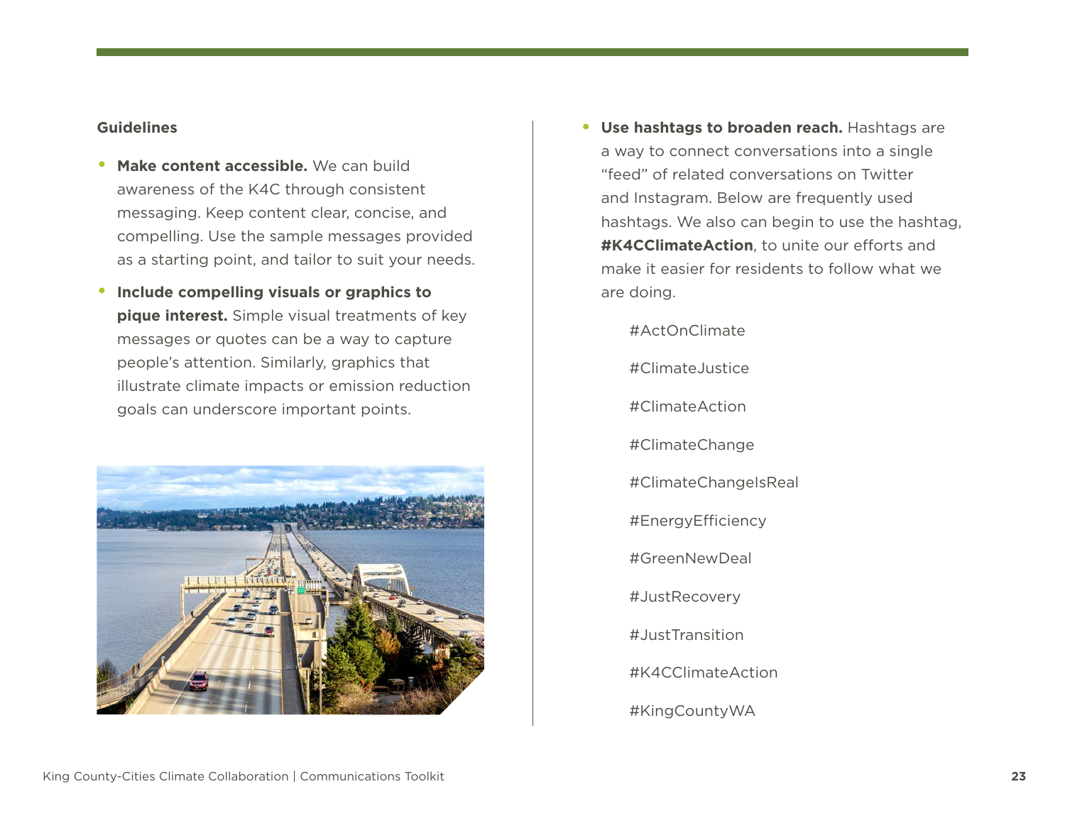### Guidelines

- **Make content accessible.** We can build awareness of the K4C through consistent messaging. Keep content clear, concise, and compelling. Use the sample messages provided as a starting point, and tailor to suit your needs.
- **Include compelling visuals or graphics to pique interest.** Simple visual treatments of key messages or quotes can be a way to capture people's attention. Similarly, graphics that illustrate climate impacts or emission reduction goals can underscore important points.
- **Use hashtags to broaden reach.** Hashtags are a way to connect conversations into a single "feed" of related conversations on Twitter and Instagram. Below are frequently used hashtags. We also can begin to use the hashtag, **#K4CClimateAction**, to unite our efforts and make it easier for residents to follow what we are doing.

  #ActOnClimate

  #ClimateJustice

  #ClimateAction

  #ClimateChange

  #ClimateChangeIsReal

  #EnergyEfficiency

  #GreenNewDeal

  #JustRecovery

  #JustTransition

  #K4CClimateAction

  #KingCountyWA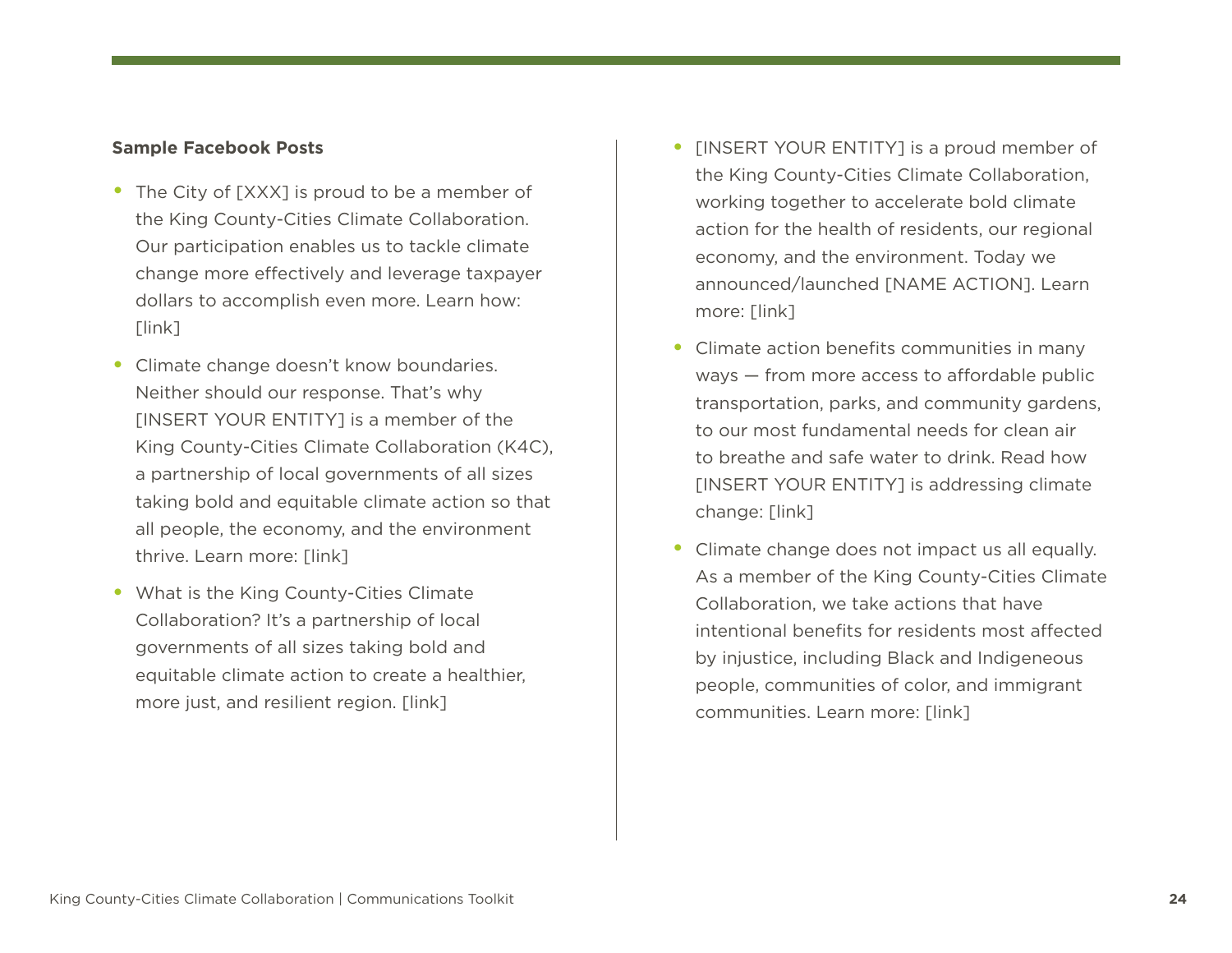**Sample Facebook Posts**

- The City of [XXX] is proud to be a member of the King County-Cities Climate Collaboration. Our participation enables us to tackle climate change more effectively and leverage taxpayer dollars to accomplish even more. Learn how: [link]
- Climate change doesn't know boundaries. Neither should our response. That's why [INSERT YOUR ENTITY] is a member of the King County-Cities Climate Collaboration (K4C), a partnership of local governments of all sizes taking bold and equitable climate action so that all people, the economy, and the environment thrive. Learn more: [link]
- What is the King County-Cities Climate Collaboration? It's a partnership of local governments of all sizes taking bold and equitable climate action to create a healthier, more just, and resilient region. [link]
- [INSERT YOUR ENTITY] is a proud member of the King County-Cities Climate Collaboration, working together to accelerate bold climate action for the health of residents, our regional economy, and the environment. Today we announced/launched [NAME ACTION]. Learn more: [link]
- Climate action benefits communities in many ways — from more access to affordable public transportation, parks, and community gardens, to our most fundamental needs for clean air to breathe and safe water to drink. Read how [INSERT YOUR ENTITY] is addressing climate change: [link]
- Climate change does not impact us all equally. As a member of the King County-Cities Climate Collaboration, we take actions that have intentional benefits for residents most affected by injustice, including Black and Indigeneous people, communities of color, and immigrant communities. Learn more: [link]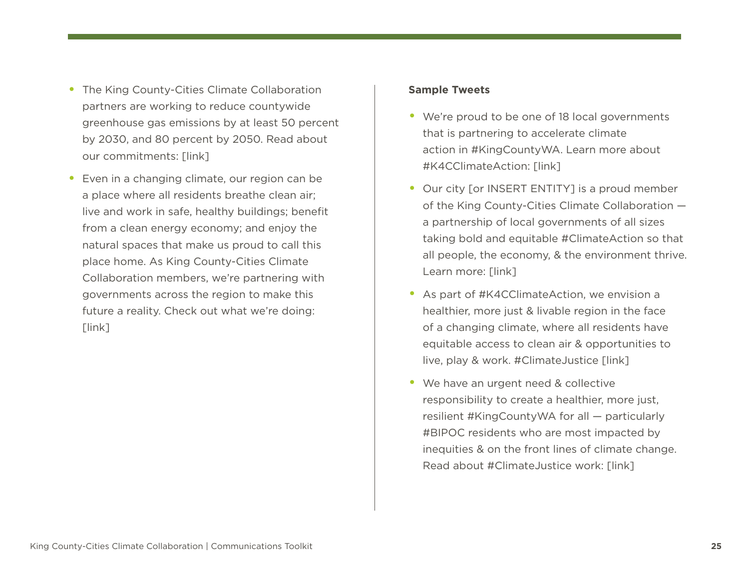- The King County-Cities Climate Collaboration partners are working to reduce countywide greenhouse gas emissions by at least 50 percent by 2030, and 80 percent by 2050. Read about our commitments: [link]
- Even in a changing climate, our region can be a place where all residents breathe clean air; live and work in safe, healthy buildings; benefit from a clean energy economy; and enjoy the natural spaces that make us proud to call this place home. As King County-Cities Climate Collaboration members, we're partnering with governments across the region to make this future a reality. Check out what we're doing: [link]

**Sample Tweets**

- We're proud to be one of 18 local governments that is partnering to accelerate climate action in #KingCountyWA. Learn more about #K4CClimateAction: [link]
- Our city [or INSERT ENTITY] is a proud member of the King County-Cities Climate Collaboration — a partnership of local governments of all sizes taking bold and equitable #ClimateAction so that all people, the economy, & the environment thrive. Learn more: [link]
- As part of #K4CClimateAction, we envision a healthier, more just & livable region in the face of a changing climate, where all residents have equitable access to clean air & opportunities to live, play & work. #ClimateJustice [link]
- We have an urgent need & collective responsibility to create a healthier, more just, resilient #KingCountyWA for all — particularly #BIPOC residents who are most impacted by inequities & on the front lines of climate change. Read about #ClimateJustice work: [link]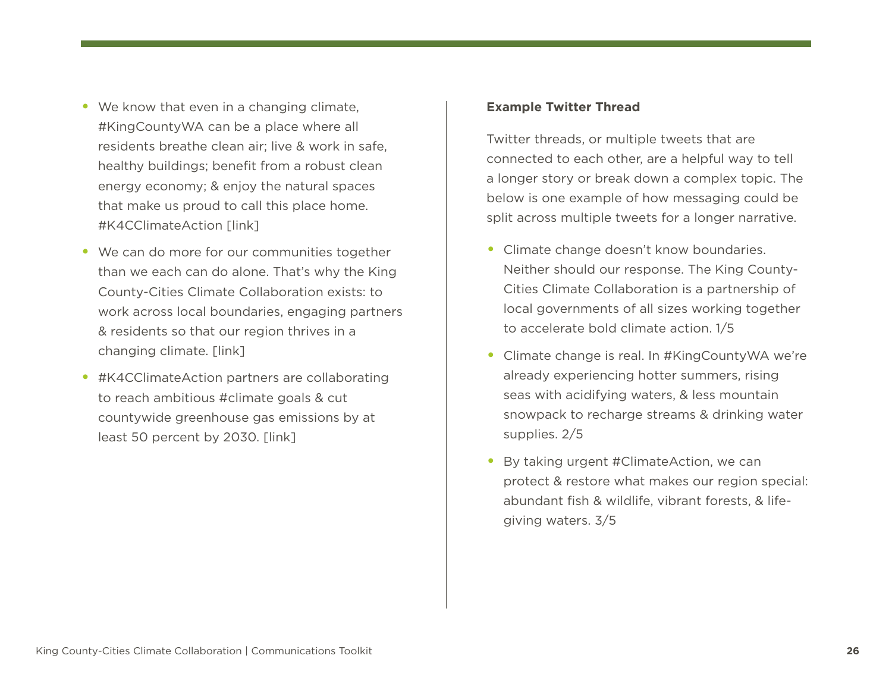- We know that even in a changing climate, #KingCountyWA can be a place where all residents breathe clean air; live & work in safe, healthy buildings; benefit from a robust clean energy economy; & enjoy the natural spaces that make us proud to call this place home. #K4CClimateAction [link]
- We can do more for our communities together than we each can do alone. That's why the King County-Cities Climate Collaboration exists: to work across local boundaries, engaging partners & residents so that our region thrives in a changing climate. [link]
- #K4CClimateAction partners are collaborating to reach ambitious #climate goals & cut countywide greenhouse gas emissions by at least 50 percent by 2030. [link]

**Example Twitter Thread**

Twitter threads, or multiple tweets that are connected to each other, are a helpful way to tell a longer story or break down a complex topic. The below is one example of how messaging could be split across multiple tweets for a longer narrative.

- Climate change doesn't know boundaries. Neither should our response. The King County-Cities Climate Collaboration is a partnership of local governments of all sizes working together to accelerate bold climate action. 1/5
- Climate change is real. In #KingCountyWA we're already experiencing hotter summers, rising seas with acidifying waters, & less mountain snowpack to recharge streams & drinking water supplies. 2/5
- By taking urgent #ClimateAction, we can protect & restore what makes our region special: abundant fish & wildlife, vibrant forests, & life-giving waters. 3/5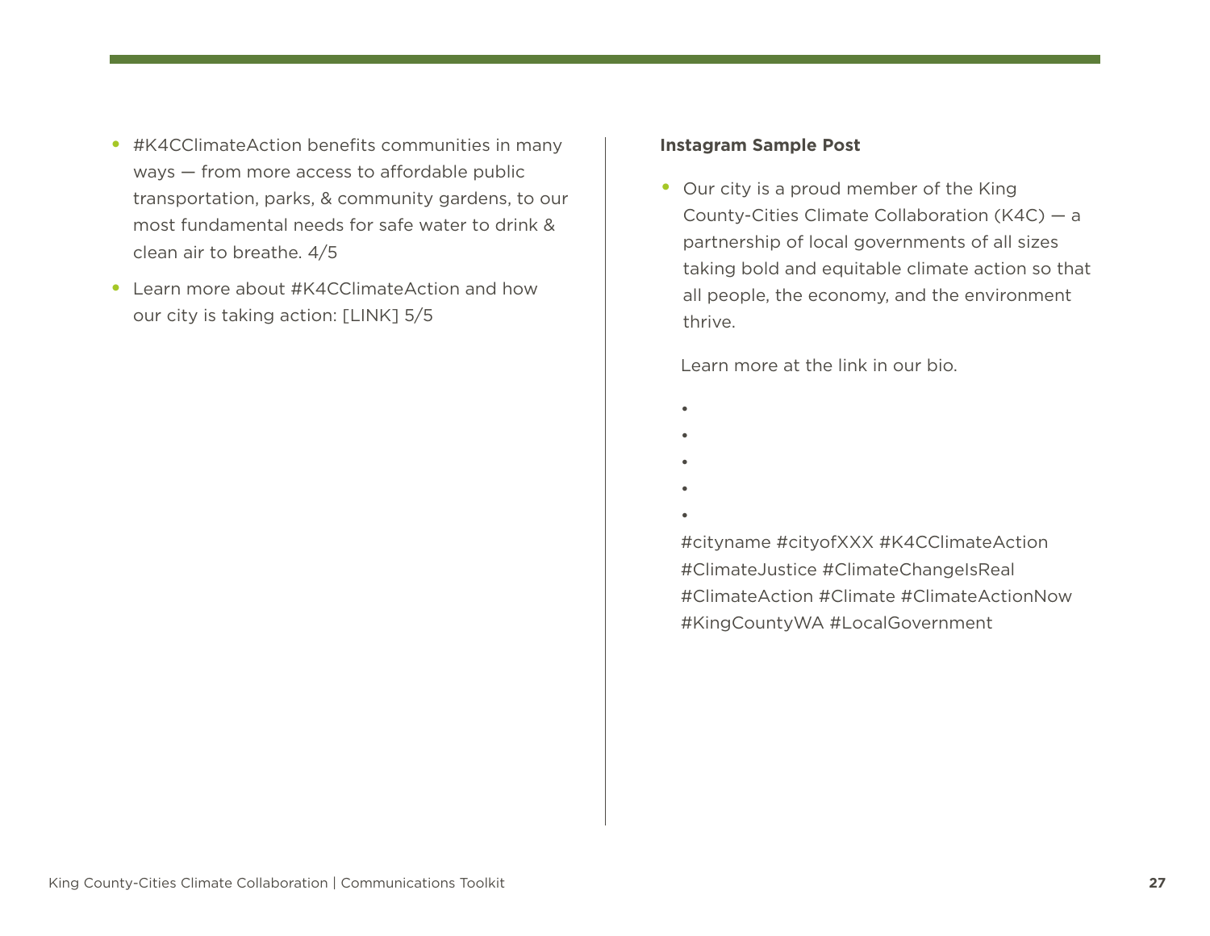- #K4CClimateAction benefits communities in many ways — from more access to affordable public transportation, parks, & community gardens, to our most fundamental needs for safe water to drink & clean air to breathe. 4/5
- Learn more about #K4CClimateAction and how our city is taking action: [LINK] 5/5

**Instagram Sample Post**

- Our city is a proud member of the King County-Cities Climate Collaboration (K4C) — a partnership of local governments of all sizes taking bold and equitable climate action so that all people, the economy, and the environment thrive.

  Learn more at the link in our bio.

  •
  •
  •
  •
  •

  #cityname #cityofXXX #K4CClimateAction #ClimateJustice #ClimateChangeIsReal #ClimateAction #Climate #ClimateActionNow #KingCountyWA #LocalGovernment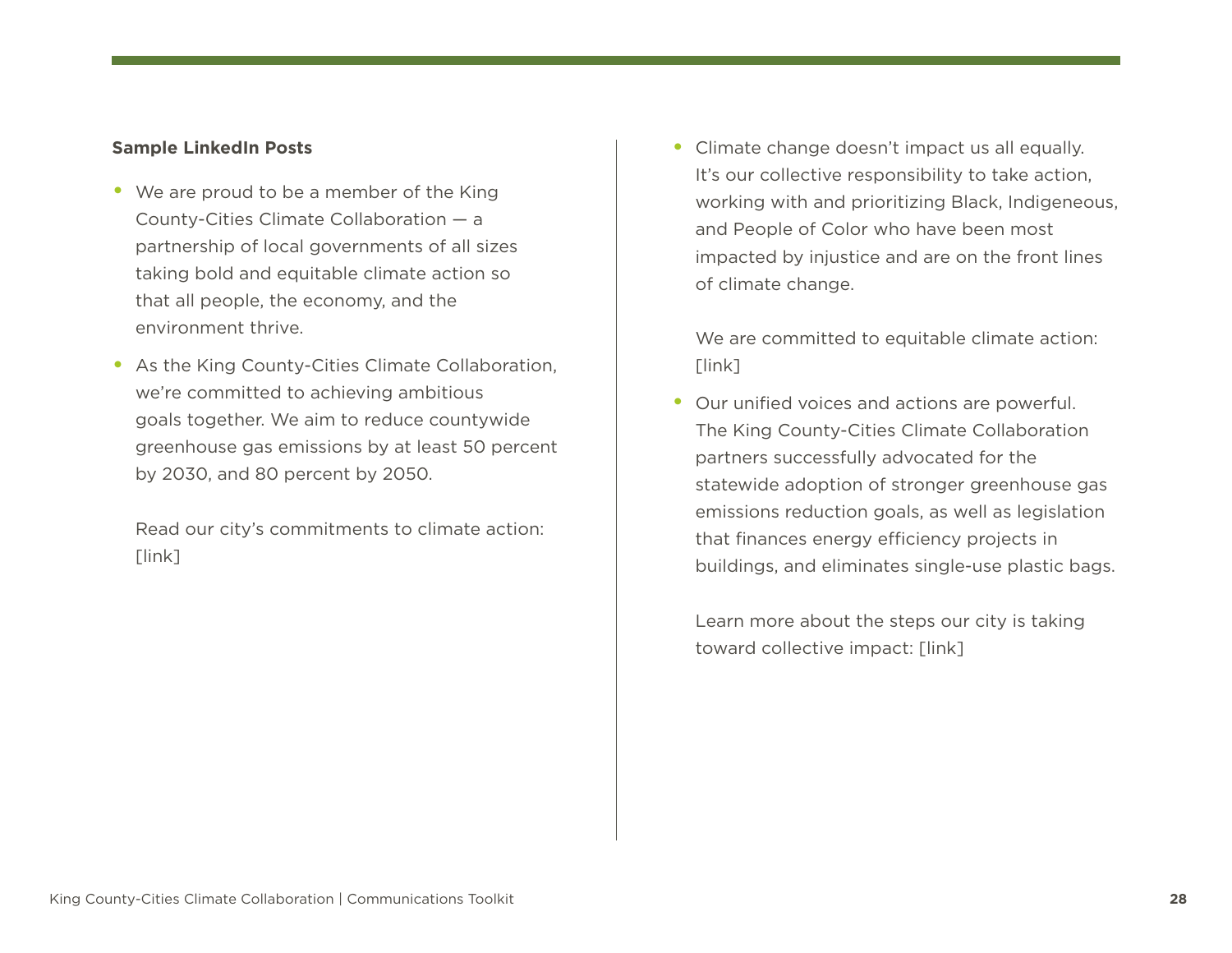**Sample LinkedIn Posts**

- We are proud to be a member of the King County-Cities Climate Collaboration — a partnership of local governments of all sizes taking bold and equitable climate action so that all people, the economy, and the environment thrive.
- As the King County-Cities Climate Collaboration, we're committed to achieving ambitious goals together. We aim to reduce countywide greenhouse gas emissions by at least 50 percent by 2030, and 80 percent by 2050.

  Read our city's commitments to climate action: [link]
- Climate change doesn't impact us all equally. It's our collective responsibility to take action, working with and prioritizing Black, Indigeneous, and People of Color who have been most impacted by injustice and are on the front lines of climate change.

  We are committed to equitable climate action: [link]
- Our unified voices and actions are powerful. The King County-Cities Climate Collaboration partners successfully advocated for the statewide adoption of stronger greenhouse gas emissions reduction goals, as well as legislation that finances energy efficiency projects in buildings, and eliminates single-use plastic bags.

  Learn more about the steps our city is taking toward collective impact: [link]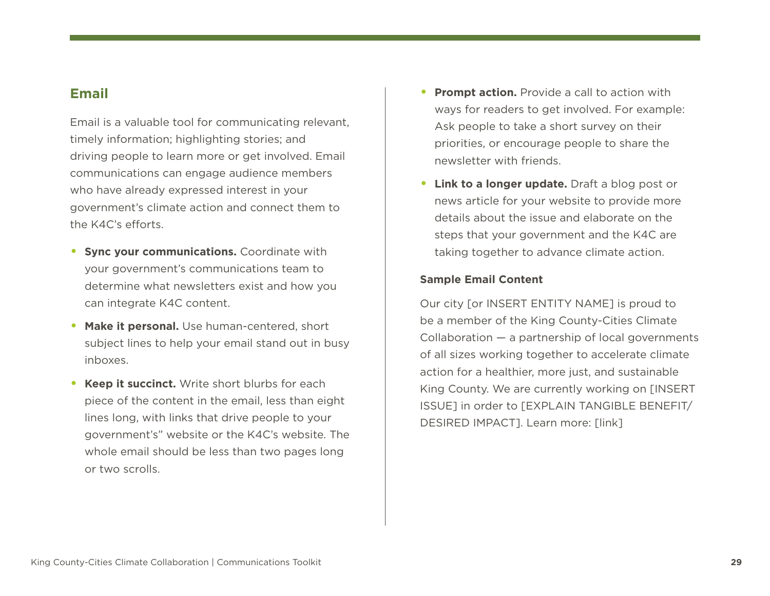## Email

Email is a valuable tool for communicating relevant, timely information; highlighting stories; and driving people to learn more or get involved. Email communications can engage audience members who have already expressed interest in your government's climate action and connect them to the K4C's efforts.

- **Sync your communications.** Coordinate with your government's communications team to determine what newsletters exist and how you can integrate K4C content.
- **Make it personal.** Use human-centered, short subject lines to help your email stand out in busy inboxes.
- **Keep it succinct.** Write short blurbs for each piece of the content in the email, less than eight lines long, with links that drive people to your government's" website or the K4C's website. The whole email should be less than two pages long or two scrolls.
- **Prompt action.** Provide a call to action with ways for readers to get involved. For example: Ask people to take a short survey on their priorities, or encourage people to share the newsletter with friends.
- **Link to a longer update.** Draft a blog post or news article for your website to provide more details about the issue and elaborate on the steps that your government and the K4C are taking together to advance climate action.

#### Sample Email Content

Our city [or INSERT ENTITY NAME] is proud to be a member of the King County-Cities Climate Collaboration — a partnership of local governments of all sizes working together to accelerate climate action for a healthier, more just, and sustainable King County. We are currently working on [INSERT ISSUE] in order to [EXPLAIN TANGIBLE BENEFIT/ DESIRED IMPACT]. Learn more: [link]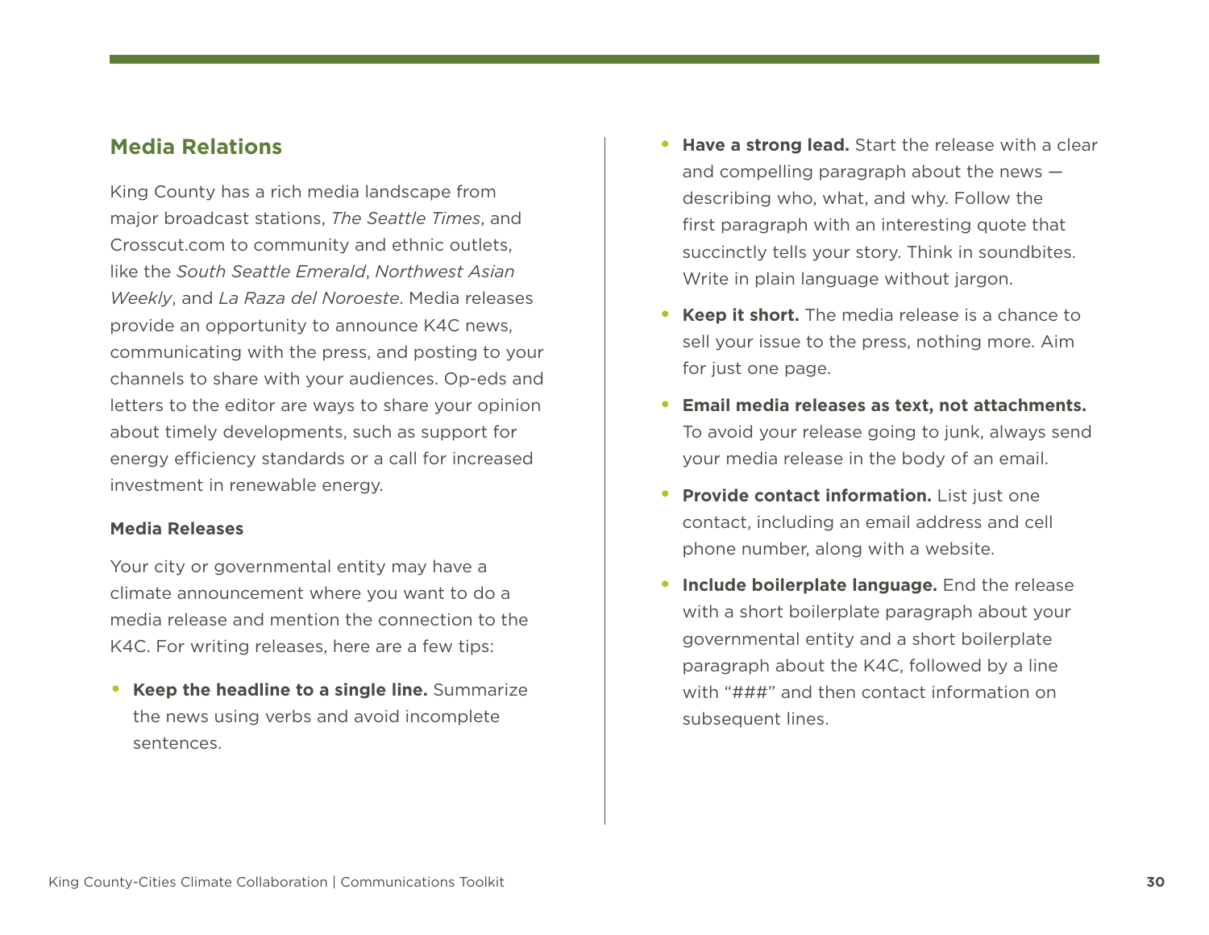## Media Relations

King County has a rich media landscape from major broadcast stations, *The Seattle Times*, and Crosscut.com to community and ethnic outlets, like the *South Seattle Emerald*, *Northwest Asian Weekly*, and *La Raza del Noroeste*. Media releases provide an opportunity to announce K4C news, communicating with the press, and posting to your channels to share with your audiences. Op-eds and letters to the editor are ways to share your opinion about timely developments, such as support for energy efficiency standards or a call for increased investment in renewable energy.

### Media Releases

Your city or governmental entity may have a climate announcement where you want to do a media release and mention the connection to the K4C. For writing releases, here are a few tips:

- **Keep the headline to a single line.** Summarize the news using verbs and avoid incomplete sentences.
- **Have a strong lead.** Start the release with a clear and compelling paragraph about the news — describing who, what, and why. Follow the first paragraph with an interesting quote that succinctly tells your story. Think in soundbites. Write in plain language without jargon.
- **Keep it short.** The media release is a chance to sell your issue to the press, nothing more. Aim for just one page.
- **Email media releases as text, not attachments.** To avoid your release going to junk, always send your media release in the body of an email.
- **Provide contact information.** List just one contact, including an email address and cell phone number, along with a website.
- **Include boilerplate language.** End the release with a short boilerplate paragraph about your governmental entity and a short boilerplate paragraph about the K4C, followed by a line with "###" and then contact information on subsequent lines.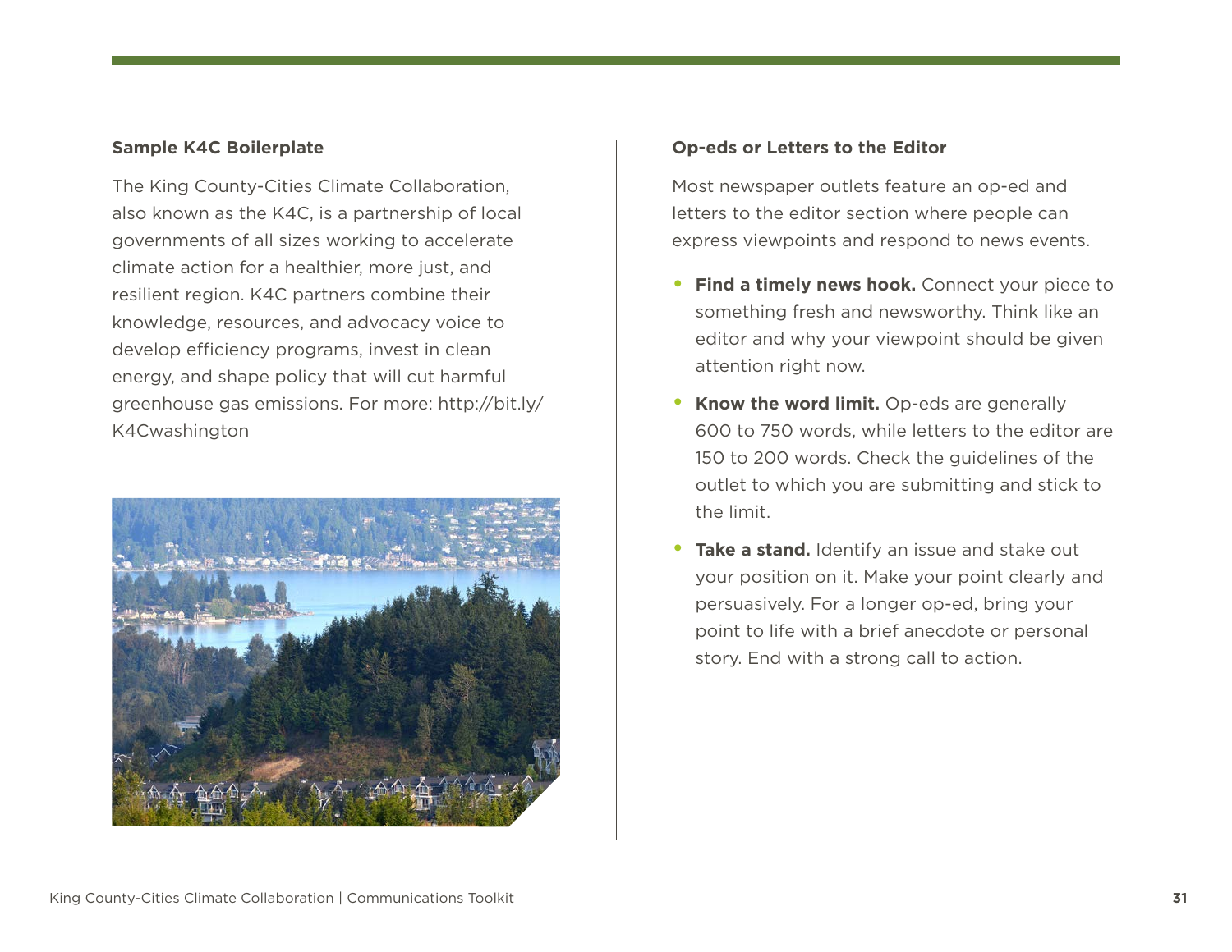### Sample K4C Boilerplate

The King County-Cities Climate Collaboration, also known as the K4C, is a partnership of local governments of all sizes working to accelerate climate action for a healthier, more just, and resilient region. K4C partners combine their knowledge, resources, and advocacy voice to develop efficiency programs, invest in clean energy, and shape policy that will cut harmful greenhouse gas emissions. For more: http://bit.ly/K4Cwashington

### Op-eds or Letters to the Editor

Most newspaper outlets feature an op-ed and letters to the editor section where people can express viewpoints and respond to news events.

- **Find a timely news hook.** Connect your piece to something fresh and newsworthy. Think like an editor and why your viewpoint should be given attention right now.
- **Know the word limit.** Op-eds are generally 600 to 750 words, while letters to the editor are 150 to 200 words. Check the guidelines of the outlet to which you are submitting and stick to the limit.
- **Take a stand.** Identify an issue and stake out your position on it. Make your point clearly and persuasively. For a longer op-ed, bring your point to life with a brief anecdote or personal story. End with a strong call to action.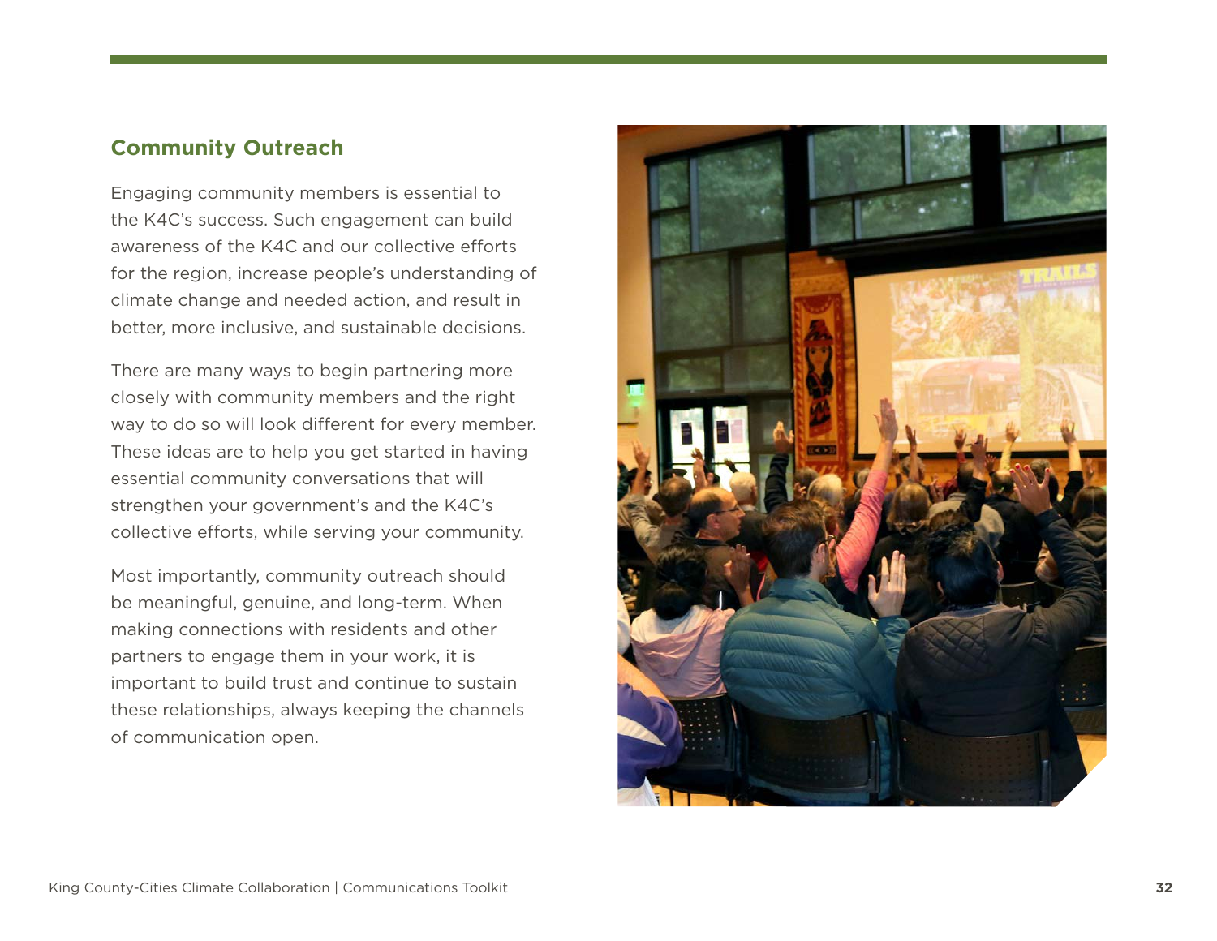## Community Outreach

Engaging community members is essential to the K4C's success. Such engagement can build awareness of the K4C and our collective efforts for the region, increase people's understanding of climate change and needed action, and result in better, more inclusive, and sustainable decisions.

There are many ways to begin partnering more closely with community members and the right way to do so will look different for every member. These ideas are to help you get started in having essential community conversations that will strengthen your government's and the K4C's collective efforts, while serving your community.

Most importantly, community outreach should be meaningful, genuine, and long-term. When making connections with residents and other partners to engage them in your work, it is important to build trust and continue to sustain these relationships, always keeping the channels of communication open.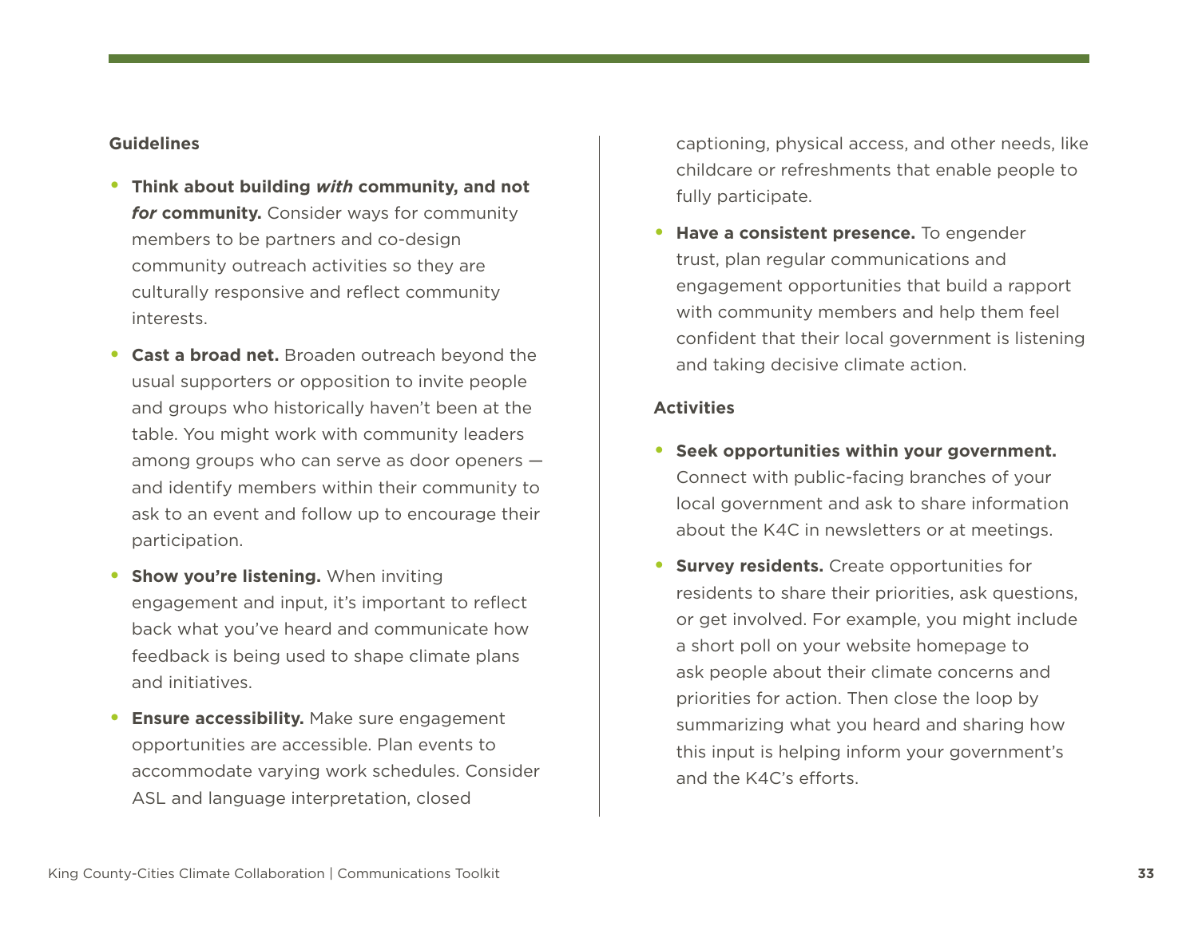**Guidelines**

- **Think about building *with* community, and not *for* community.** Consider ways for community members to be partners and co-design community outreach activities so they are culturally responsive and reflect community interests.
- **Cast a broad net.** Broaden outreach beyond the usual supporters or opposition to invite people and groups who historically haven't been at the table. You might work with community leaders among groups who can serve as door openers — and identify members within their community to ask to an event and follow up to encourage their participation.
- **Show you're listening.** When inviting engagement and input, it's important to reflect back what you've heard and communicate how feedback is being used to shape climate plans and initiatives.
- **Ensure accessibility.** Make sure engagement opportunities are accessible. Plan events to accommodate varying work schedules. Consider ASL and language interpretation, closed captioning, physical access, and other needs, like childcare or refreshments that enable people to fully participate.
- **Have a consistent presence.** To engender trust, plan regular communications and engagement opportunities that build a rapport with community members and help them feel confident that their local government is listening and taking decisive climate action.

**Activities**

- **Seek opportunities within your government.** Connect with public-facing branches of your local government and ask to share information about the K4C in newsletters or at meetings.
- **Survey residents.** Create opportunities for residents to share their priorities, ask questions, or get involved. For example, you might include a short poll on your website homepage to ask people about their climate concerns and priorities for action. Then close the loop by summarizing what you heard and sharing how this input is helping inform your government's and the K4C's efforts.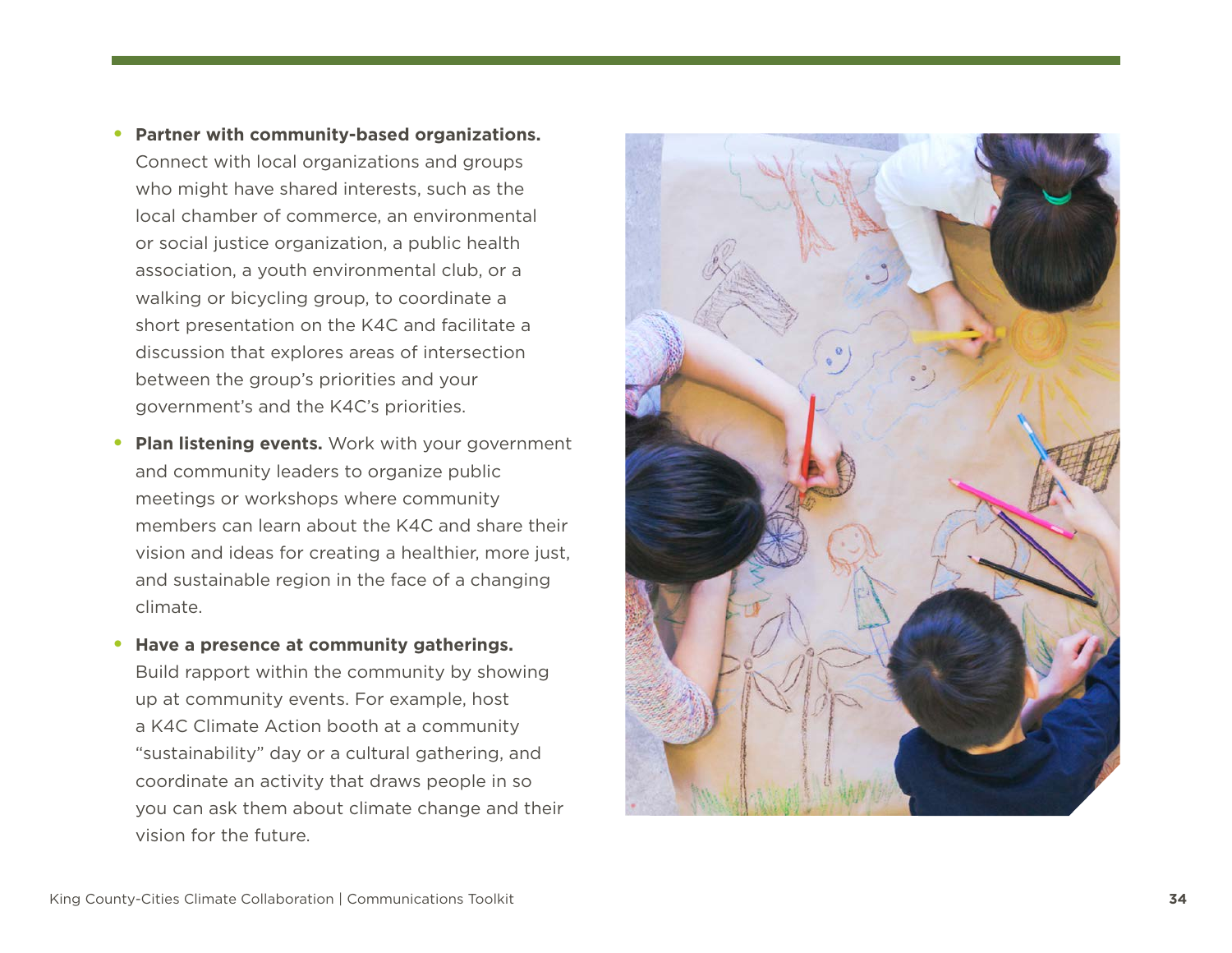- **Partner with community-based organizations.** Connect with local organizations and groups who might have shared interests, such as the local chamber of commerce, an environmental or social justice organization, a public health association, a youth environmental club, or a walking or bicycling group, to coordinate a short presentation on the K4C and facilitate a discussion that explores areas of intersection between the group's priorities and your government's and the K4C's priorities.
- **Plan listening events.** Work with your government and community leaders to organize public meetings or workshops where community members can learn about the K4C and share their vision and ideas for creating a healthier, more just, and sustainable region in the face of a changing climate.
- **Have a presence at community gatherings.** Build rapport within the community by showing up at community events. For example, host a K4C Climate Action booth at a community "sustainability" day or a cultural gathering, and coordinate an activity that draws people in so you can ask them about climate change and their vision for the future.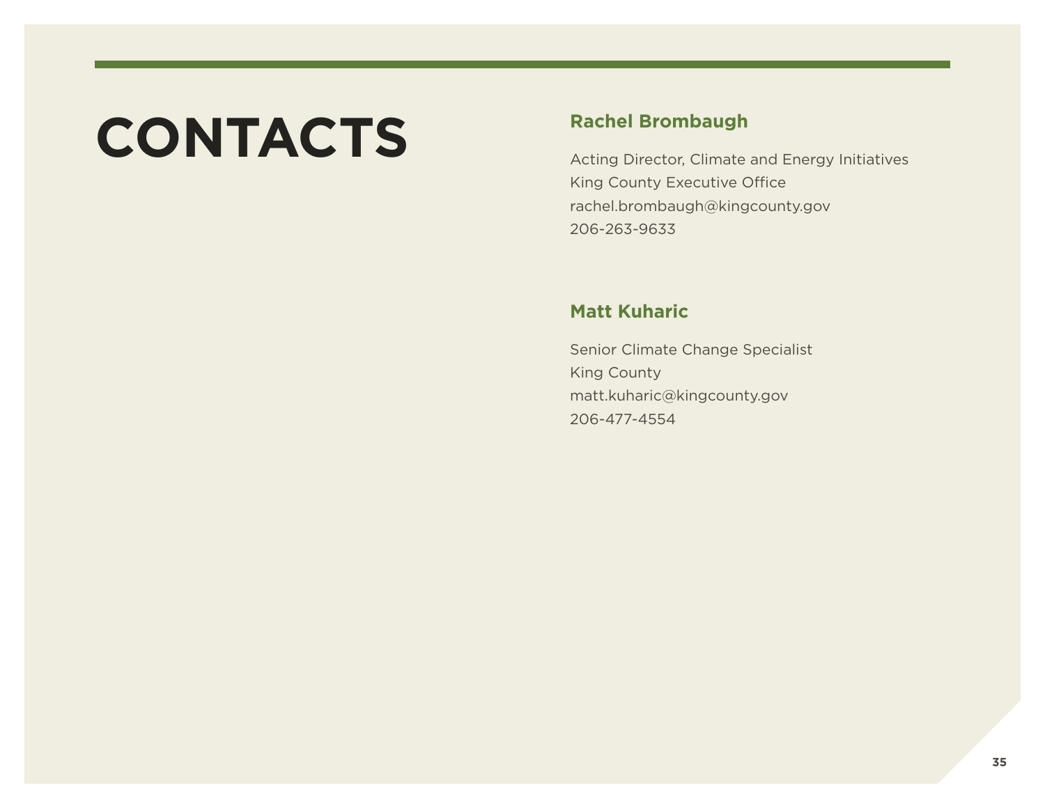# CONTACTS

## Rachel Brombaugh

Acting Director, Climate and Energy Initiatives
King County Executive Office
rachel.brombaugh@kingcounty.gov
206-263-9633

## Matt Kuharic

Senior Climate Change Specialist
King County
matt.kuharic@kingcounty.gov
206-477-4554